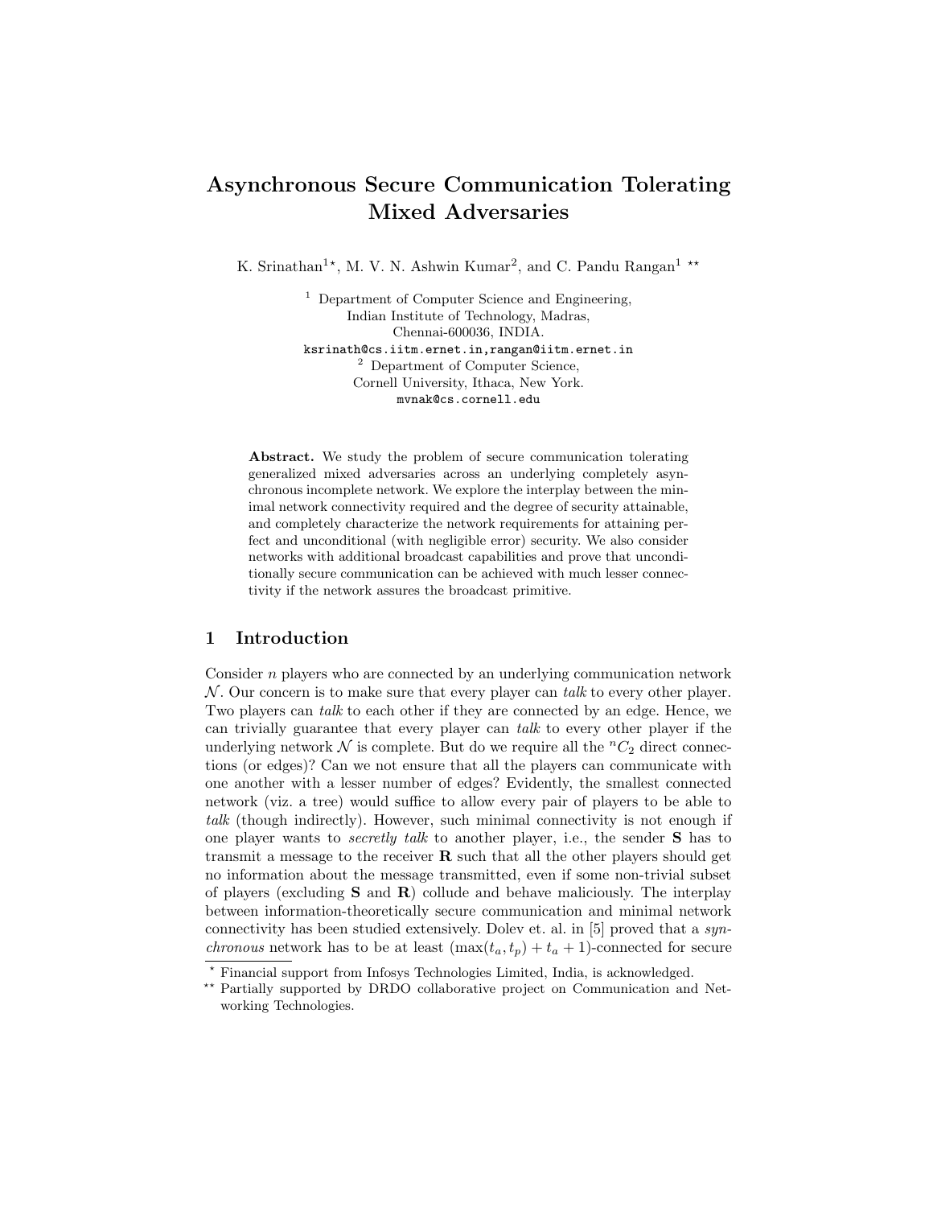# Asynchronous Secure Communication Tolerating Mixed Adversaries

K. Srinathan[1]*, M. V. N. Ashwin Kumar[2], and C. Pandu Rangan[1] **

[1] Department of Computer Science and Engineering,
Indian Institute of Technology, Madras,
Chennai-600036, INDIA.
ksrinath@cs.iitm.ernet.in,rangan@iitm.ernet.in

[2] Department of Computer Science,
Cornell University, Ithaca, New York.
mvnak@cs.cornell.edu

**Abstract.** We study the problem of secure communication tolerating generalized mixed adversaries across an underlying completely asynchronous incomplete network. We explore the interplay between the minimal network connectivity required and the degree of security attainable, and completely characterize the network requirements for attaining perfect and unconditional (with negligible error) security. We also consider networks with additional broadcast capabilities and prove that unconditionally secure communication can be achieved with much lesser connectivity if the network assures the broadcast primitive.

## 1 Introduction

Consider $n$ players who are connected by an underlying communication network $\mathcal{N}$. Our concern is to make sure that every player can *talk* to every other player. Two players can *talk* to each other if they are connected by an edge. Hence, we can trivially guarantee that every player can *talk* to every other player if the underlying network $\mathcal{N}$ is complete. But do we require all the ${}^nC_2$ direct connections (or edges)? Can we not ensure that all the players can communicate with one another with a lesser number of edges? Evidently, the smallest connected network (viz. a tree) would suffice to allow every pair of players to be able to *talk* (though indirectly). However, such minimal connectivity is not enough if one player wants to *secretly talk* to another player, i.e., the sender **S** has to transmit a message to the receiver **R** such that all the other players should get no information about the message transmitted, even if some non-trivial subset of players (excluding **S** and **R**) collude and behave maliciously. The interplay between information-theoretically secure communication and minimal network connectivity has been studied extensively. Dolev et. al. in [5] proved that a *synchronous* network has to be at least $(\max(t_a, t_p) + t_a + 1)$-connected for secure

* Financial support from Infosys Technologies Limited, India, is acknowledged.

** Partially supported by DRDO collaborative project on Communication and Networking Technologies.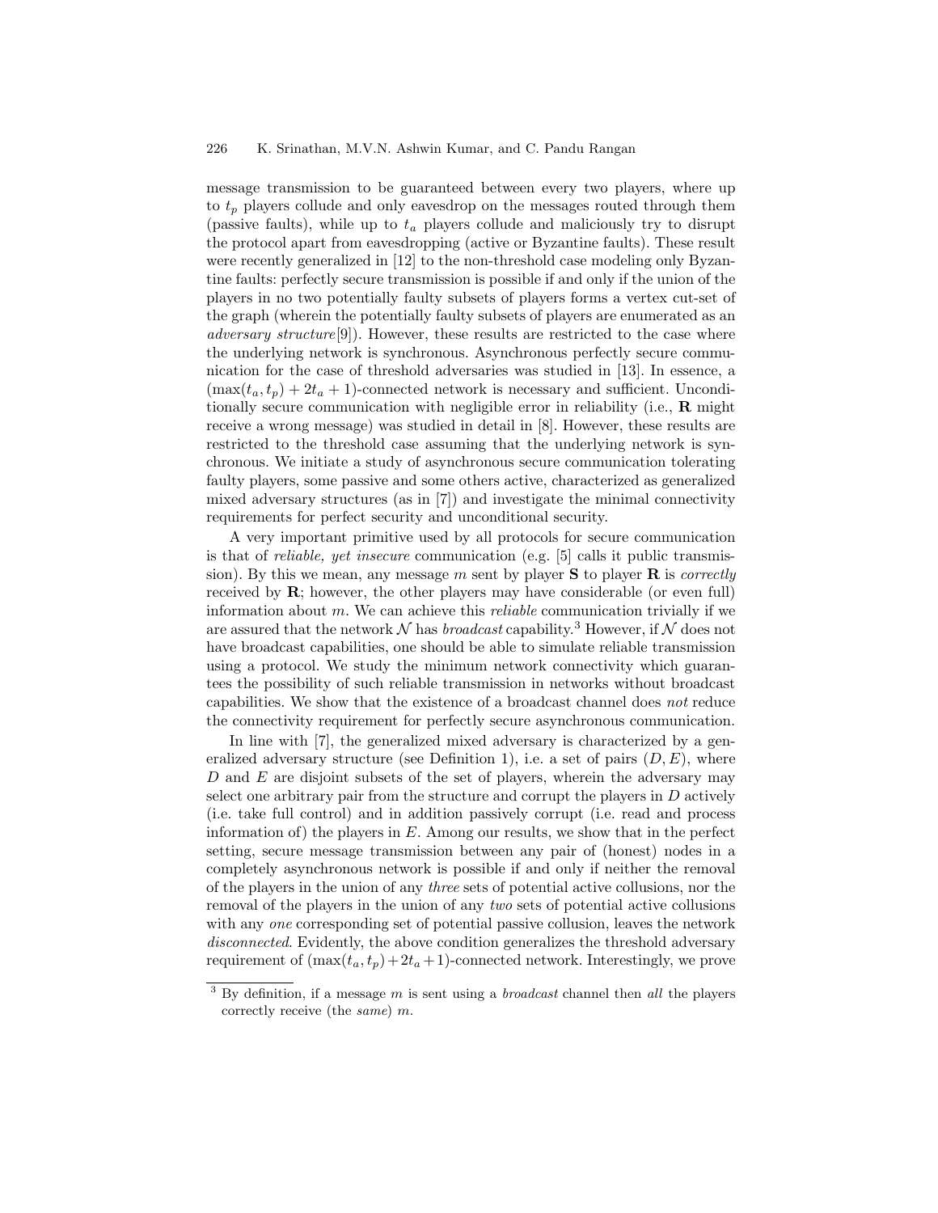message transmission to be guaranteed between every two players, where up to $t_p$ players collude and only eavesdrop on the messages routed through them (passive faults), while up to $t_a$ players collude and maliciously try to disrupt the protocol apart from eavesdropping (active or Byzantine faults). These result were recently generalized in [12] to the non-threshold case modeling only Byzantine faults: perfectly secure transmission is possible if and only if the union of the players in no two potentially faulty subsets of players forms a vertex cut-set of the graph (wherein the potentially faulty subsets of players are enumerated as an *adversary structure*[9]). However, these results are restricted to the case where the underlying network is synchronous. Asynchronous perfectly secure communication for the case of threshold adversaries was studied in [13]. In essence, a $(\max(t_a, t_p) + 2t_a + 1)$-connected network is necessary and sufficient. Unconditionally secure communication with negligible error in reliability (i.e., **R** might receive a wrong message) was studied in detail in [8]. However, these results are restricted to the threshold case assuming that the underlying network is synchronous. We initiate a study of asynchronous secure communication tolerating faulty players, some passive and some others active, characterized as generalized mixed adversary structures (as in [7]) and investigate the minimal connectivity requirements for perfect security and unconditional security.

A very important primitive used by all protocols for secure communication is that of *reliable, yet insecure* communication (e.g. [5] calls it public transmission). By this we mean, any message $m$ sent by player **S** to player **R** is *correctly* received by **R**; however, the other players may have considerable (or even full) information about $m$. We can achieve this *reliable* communication trivially if we are assured that the network $\mathcal{N}$ has *broadcast* capability.[3] However, if $\mathcal{N}$ does not have broadcast capabilities, one should be able to simulate reliable transmission using a protocol. We study the minimum network connectivity which guarantees the possibility of such reliable transmission in networks without broadcast capabilities. We show that the existence of a broadcast channel does *not* reduce the connectivity requirement for perfectly secure asynchronous communication.

In line with [7], the generalized mixed adversary is characterized by a generalized adversary structure (see Definition 1), i.e. a set of pairs $(D, E)$, where $D$ and $E$ are disjoint subsets of the set of players, wherein the adversary may select one arbitrary pair from the structure and corrupt the players in $D$ actively (i.e. take full control) and in addition passively corrupt (i.e. read and process information of) the players in $E$. Among our results, we show that in the perfect setting, secure message transmission between any pair of (honest) nodes in a completely asynchronous network is possible if and only if neither the removal of the players in the union of any *three* sets of potential active collusions, nor the removal of the players in the union of any *two* sets of potential active collusions with any *one* corresponding set of potential passive collusion, leaves the network *disconnected*. Evidently, the above condition generalizes the threshold adversary requirement of $(\max(t_a, t_p) + 2t_a + 1)$-connected network. Interestingly, we prove

[3] By definition, if a message $m$ is sent using a *broadcast* channel then *all* the players correctly receive (the *same*) $m$.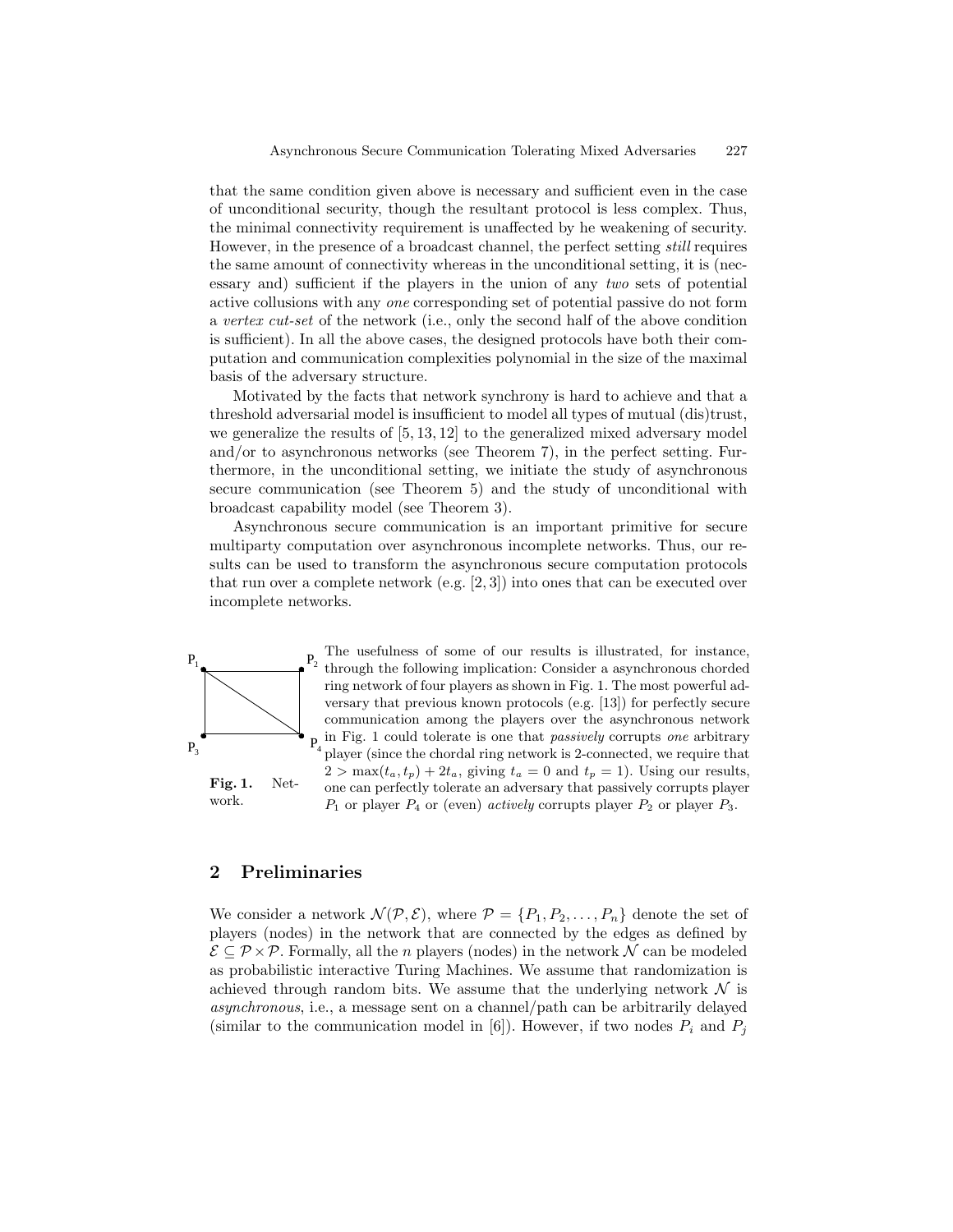that the same condition given above is necessary and sufficient even in the case of unconditional security, though the resultant protocol is less complex. Thus, the minimal connectivity requirement is unaffected by he weakening of security. However, in the presence of a broadcast channel, the perfect setting *still* requires the same amount of connectivity whereas in the unconditional setting, it is (necessary and) sufficient if the players in the union of any *two* sets of potential active collusions with any *one* corresponding set of potential passive do not form a *vertex cut-set* of the network (i.e., only the second half of the above condition is sufficient). In all the above cases, the designed protocols have both their computation and communication complexities polynomial in the size of the maximal basis of the adversary structure.

Motivated by the facts that network synchrony is hard to achieve and that a threshold adversarial model is insufficient to model all types of mutual (dis)trust, we generalize the results of [5, 13, 12] to the generalized mixed adversary model and/or to asynchronous networks (see Theorem 7), in the perfect setting. Furthermore, in the unconditional setting, we initiate the study of asynchronous secure communication (see Theorem 5) and the study of unconditional with broadcast capability model (see Theorem 3).

Asynchronous secure communication is an important primitive for secure multiparty computation over asynchronous incomplete networks. Thus, our results can be used to transform the asynchronous secure computation protocols that run over a complete network (e.g. [2, 3]) into ones that can be executed over incomplete networks.

**Fig. 1.** Network.

The usefulness of some of our results is illustrated, for instance, through the following implication: Consider a asynchronous chorded ring network of four players as shown in Fig. 1. The most powerful adversary that previous known protocols (e.g. [13]) for perfectly secure communication among the players over the asynchronous network in Fig. 1 could tolerate is one that *passively* corrupts *one* arbitrary player (since the chordal ring network is 2-connected, we require that $2 > \max(t_a, t_p) + 2t_a$, giving $t_a = 0$ and $t_p = 1$). Using our results, one can perfectly tolerate an adversary that passively corrupts player $P_1$ or player $P_4$ or (even) *actively* corrupts player $P_2$ or player $P_3$.

## 2 Preliminaries

We consider a network $\mathcal{N}(\mathcal{P}, \mathcal{E})$, where $\mathcal{P} = \{P_1, P_2, \ldots, P_n\}$ denote the set of players (nodes) in the network that are connected by the edges as defined by $\mathcal{E} \subseteq \mathcal{P} \times \mathcal{P}$. Formally, all the $n$ players (nodes) in the network $\mathcal{N}$ can be modeled as probabilistic interactive Turing Machines. We assume that randomization is achieved through random bits. We assume that the underlying network $\mathcal{N}$ is *asynchronous*, i.e., a message sent on a channel/path can be arbitrarily delayed (similar to the communication model in [6]). However, if two nodes $P_i$ and $P_j$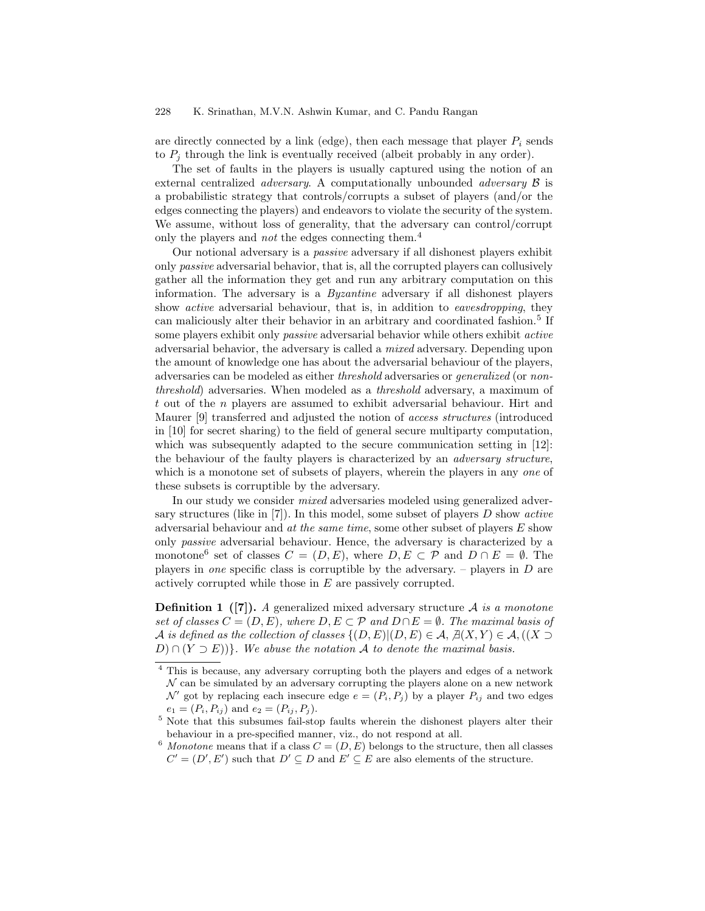are directly connected by a link (edge), then each message that player $P_i$ sends to $P_j$ through the link is eventually received (albeit probably in any order).

The set of faults in the players is usually captured using the notion of an external centralized *adversary*. A computationally unbounded *adversary* $\mathcal{B}$ is a probabilistic strategy that controls/corrupts a subset of players (and/or the edges connecting the players) and endeavors to violate the security of the system. We assume, without loss of generality, that the adversary can control/corrupt only the players and *not* the edges connecting them.[4]

Our notional adversary is a *passive* adversary if all dishonest players exhibit only *passive* adversarial behavior, that is, all the corrupted players can collusively gather all the information they get and run any arbitrary computation on this information. The adversary is a *Byzantine* adversary if all dishonest players show *active* adversarial behaviour, that is, in addition to *eavesdropping*, they can maliciously alter their behavior in an arbitrary and coordinated fashion.[5] If some players exhibit only *passive* adversarial behavior while others exhibit *active* adversarial behavior, the adversary is called a *mixed* adversary. Depending upon the amount of knowledge one has about the adversarial behaviour of the players, adversaries can be modeled as either *threshold* adversaries or *generalized* (or *non-threshold*) adversaries. When modeled as a *threshold* adversary, a maximum of $t$ out of the $n$ players are assumed to exhibit adversarial behaviour. Hirt and Maurer [9] transferred and adjusted the notion of *access structures* (introduced in [10] for secret sharing) to the field of general secure multiparty computation, which was subsequently adapted to the secure communication setting in [12]: the behaviour of the faulty players is characterized by an *adversary structure*, which is a monotone set of subsets of players, wherein the players in any *one* of these subsets is corruptible by the adversary.

In our study we consider *mixed* adversaries modeled using generalized adversary structures (like in [7]). In this model, some subset of players $D$ show *active* adversarial behaviour and *at the same time*, some other subset of players $E$ show only *passive* adversarial behaviour. Hence, the adversary is characterized by a monotone[6] set of classes $C = (D, E)$, where $D, E \subset \mathcal{P}$ and $D \cap E = \emptyset$. The players in *one* specific class is corruptible by the adversary. – players in $D$ are actively corrupted while those in $E$ are passively corrupted.

**Definition 1 ([7]).** *A generalized mixed adversary structure $\mathcal{A}$ is a monotone set of classes $C = (D, E)$, where $D, E \subset \mathcal{P}$ and $D \cap E = \emptyset$. The maximal basis of $\mathcal{A}$ is defined as the collection of classes $\{(D, E) | (D, E) \in \mathcal{A}, \nexists (X, Y) \in \mathcal{A}, ((X \supset D) \cap (Y \supset E))\}$. We abuse the notation $\mathcal{A}$ to denote the maximal basis.*

---

[4] This is because, any adversary corrupting both the players and edges of a network $\mathcal{N}$ can be simulated by an adversary corrupting the players alone on a new network $\mathcal{N}'$ got by replacing each insecure edge $e = (P_i, P_j)$ by a player $P_{ij}$ and two edges $e_1 = (P_i, P_{ij})$ and $e_2 = (P_{ij}, P_j)$.

[5] Note that this subsumes fail-stop faults wherein the dishonest players alter their behaviour in a pre-specified manner, viz., do not respond at all.

[6] *Monotone* means that if a class $C = (D, E)$ belongs to the structure, then all classes $C' = (D', E')$ such that $D' \subseteq D$ and $E' \subseteq E$ are also elements of the structure.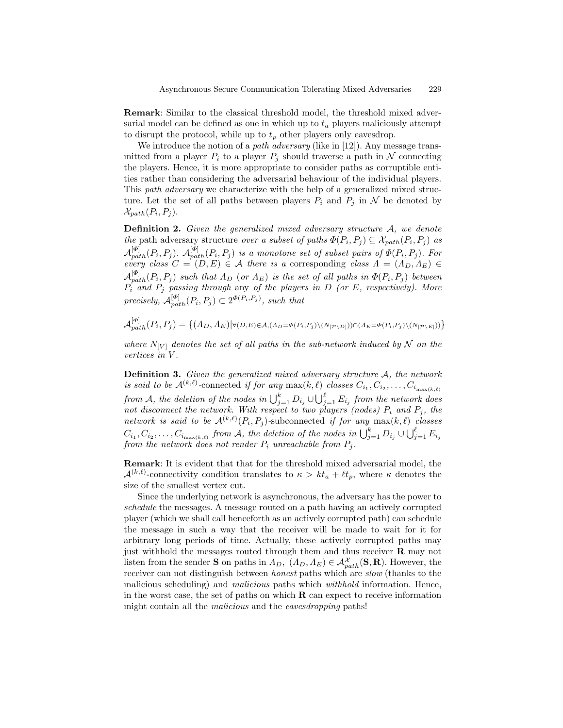**Remark**: Similar to the classical threshold model, the threshold mixed adversarial model can be defined as one in which up to $t_a$ players maliciously attempt to disrupt the protocol, while up to $t_p$ other players only eavesdrop.

We introduce the notion of a *path adversary* (like in [12]). Any message transmitted from a player $P_i$ to a player $P_j$ should traverse a path in $\mathcal{N}$ connecting the players. Hence, it is more appropriate to consider paths as corruptible entities rather than considering the adversarial behaviour of the individual players. This *path adversary* we characterize with the help of a generalized mixed structure. Let the set of all paths between players $P_i$ and $P_j$ in $\mathcal{N}$ be denoted by $\mathcal{X}_{path}(P_i, P_j)$.

**Definition 2.** *Given the generalized mixed adversary structure $\mathcal{A}$, we denote the* path adversary structure *over a subset of paths $\Phi(P_i, P_j) \subseteq \mathcal{X}_{path}(P_i, P_j)$ as $\mathcal{A}^{[\Phi]}_{path}(P_i, P_j)$. $\mathcal{A}^{[\Phi]}_{path}(P_i, P_j)$ is a monotone set of subset pairs of $\Phi(P_i, P_j)$. For every class $C = (D, E) \in \mathcal{A}$ there is a* corresponding *class $\Lambda = (\Lambda_D, \Lambda_E) \in \mathcal{A}^{[\Phi]}_{path}(P_i, P_j)$ such that $\Lambda_D$ (or $\Lambda_E$) is the set of all paths in $\Phi(P_i, P_j)$ between $P_i$ and $P_j$ passing through* any *of the players in $D$ (or $E$, respectively). More precisely, $\mathcal{A}^{[\Phi]}_{path}(P_i, P_j) \subset 2^{\Phi(P_i, P_j)}$, such that*

$$\mathcal{A}^{[\Phi]}_{path}(P_i, P_j) = \{(\Lambda_D, \Lambda_E)|_{\forall (D,E) \in \mathcal{A}, (\Lambda_D = \Phi(P_i,P_j) \setminus (N_{[\mathcal{P} \setminus D]})) \cap (\Lambda_E = \Phi(P_i,P_j) \setminus (N_{[\mathcal{P} \setminus E]}))}\}$$

*where $N_{[V]}$ denotes the set of all paths in the sub-network induced by $\mathcal{N}$ on the vertices in $V$.*

**Definition 3.** *Given the generalized mixed adversary structure $\mathcal{A}$, the network is said to be $\mathcal{A}^{(k,\ell)}$-*connected *if for any $\max(k, \ell)$ classes $C_{i_1}, C_{i_2}, \ldots, C_{i_{\max(k,\ell)}}$ from $\mathcal{A}$, the deletion of the nodes in $\bigcup_{j=1}^{k} D_{i_j} \cup \bigcup_{j=1}^{\ell} E_{i_j}$ from the network does not disconnect the network. With respect to two players (nodes) $P_i$ and $P_j$, the network is said to be $\mathcal{A}^{(k,\ell)}(P_i, P_j)$-*subconnected *if for any $\max(k, \ell)$ classes $C_{i_1}, C_{i_2}, \ldots, C_{i_{\max(k,\ell)}}$ from $\mathcal{A}$, the deletion of the nodes in $\bigcup_{j=1}^{k} D_{i_j} \cup \bigcup_{j=1}^{\ell} E_{i_j}$ from the network does not render $P_i$ unreachable from $P_j$.*

**Remark**: It is evident that that for the threshold mixed adversarial model, the $\mathcal{A}^{(k,\ell)}$-connectivity condition translates to $\kappa > kt_a + \ell t_p$, where $\kappa$ denotes the size of the smallest vertex cut.

Since the underlying network is asynchronous, the adversary has the power to *schedule* the messages. A message routed on a path having an actively corrupted player (which we shall call henceforth as an actively corrupted path) can schedule the message in such a way that the receiver will be made to wait for it for arbitrary long periods of time. Actually, these actively corrupted paths may just withhold the messages routed through them and thus receiver **R** may not listen from the sender **S** on paths in $\Lambda_D$, $(\Lambda_D, \Lambda_E) \in \mathcal{A}^{\mathcal{X}}_{path}(\mathbf{S}, \mathbf{R})$. However, the receiver can not distinguish between *honest* paths which are *slow* (thanks to the malicious scheduling) and *malicious* paths which *withhold* information. Hence, in the worst case, the set of paths on which **R** can expect to receive information might contain all the *malicious* and the *eavesdropping* paths!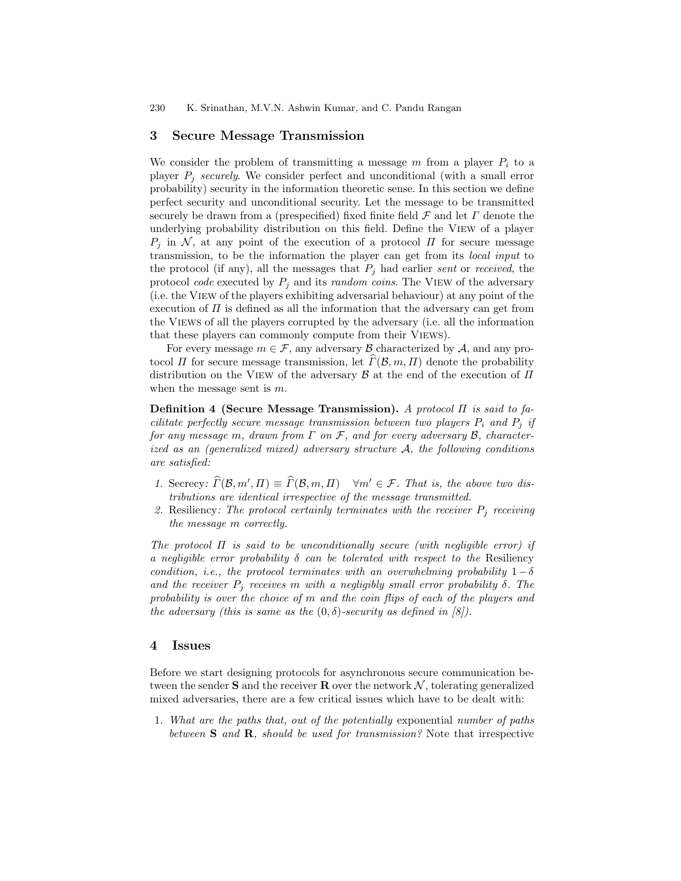## 3 Secure Message Transmission

We consider the problem of transmitting a message $m$ from a player $P_i$ to a player $P_j$ *securely*. We consider perfect and unconditional (with a small error probability) security in the information theoretic sense. In this section we define perfect security and unconditional security. Let the message to be transmitted securely be drawn from a (prespecified) fixed finite field $\mathcal{F}$ and let $\Gamma$ denote the underlying probability distribution on this field. Define the View of a player $P_j$ in $\mathcal{N}$, at any point of the execution of a protocol $\Pi$ for secure message transmission, to be the information the player can get from its *local input* to the protocol (if any), all the messages that $P_j$ had earlier *sent* or *received*, the protocol *code* executed by $P_j$ and its *random coins*. The View of the adversary (i.e. the View of the players exhibiting adversarial behaviour) at any point of the execution of $\Pi$ is defined as all the information that the adversary can get from the Views of all the players corrupted by the adversary (i.e. all the information that these players can commonly compute from their Views).

For every message $m \in \mathcal{F}$, any adversary $\mathcal{B}$ characterized by $\mathcal{A}$, and any protocol $\Pi$ for secure message transmission, let $\widehat{\Gamma}(\mathcal{B}, m, \Pi)$ denote the probability distribution on the View of the adversary $\mathcal{B}$ at the end of the execution of $\Pi$ when the message sent is $m$.

**Definition 4 (Secure Message Transmission).** *A protocol $\Pi$ is said to facilitate perfectly secure message transmission between two players $P_i$ and $P_j$ if for any message $m$, drawn from $\Gamma$ on $\mathcal{F}$, and for every adversary $\mathcal{B}$, characterized as an (generalized mixed) adversary structure $\mathcal{A}$, the following conditions are satisfied:*

1. Secrecy*: $\widehat{\Gamma}(\mathcal{B}, m', \Pi) \equiv \widehat{\Gamma}(\mathcal{B}, m, \Pi) \quad \forall m' \in \mathcal{F}$. That is, the above two distributions are identical irrespective of the message transmitted.*
2. Resiliency*: The protocol certainly terminates with the receiver $P_j$ receiving the message $m$ correctly.*

*The protocol $\Pi$ is said to be unconditionally secure (with negligible error) if a negligible error probability $\delta$ can be tolerated with respect to the* Resiliency *condition, i.e., the protocol terminates with an overwhelming probability $1-\delta$ and the receiver $P_j$ receives $m$ with a negligibly small error probability $\delta$. The probability is over the choice of $m$ and the coin flips of each of the players and the adversary (this is same as the $(0, \delta)$-security as defined in [8]).*

## 4 Issues

Before we start designing protocols for asynchronous secure communication between the sender **S** and the receiver **R** over the network $\mathcal{N}$, tolerating generalized mixed adversaries, there are a few critical issues which have to be dealt with:

1. *What are the paths that, out of the potentially* exponential *number of paths between* **S** *and* **R***, should be used for transmission?* Note that irrespective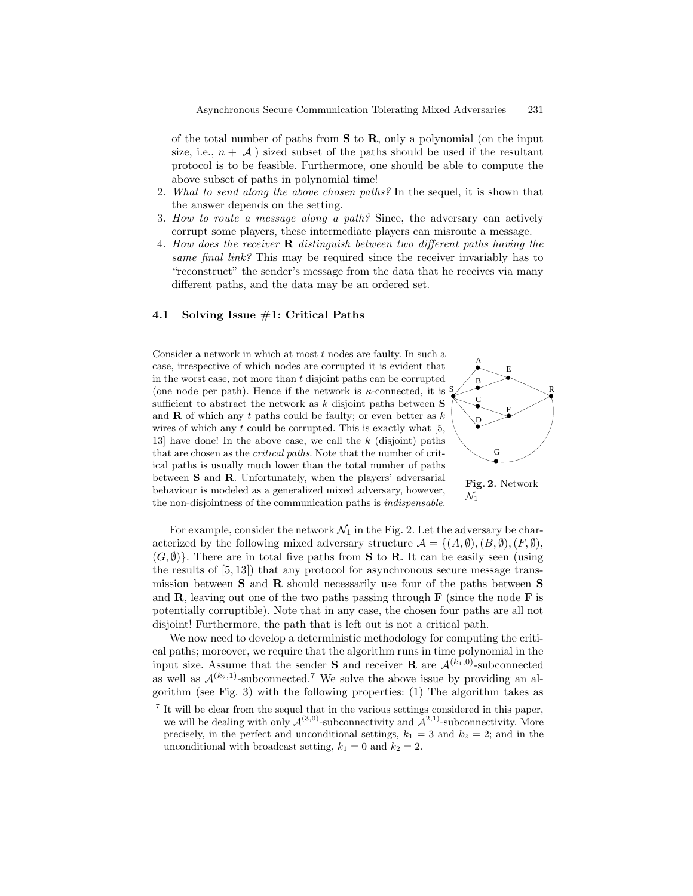of the total number of paths from **S** to **R**, only a polynomial (on the input size, i.e., $n + |\mathcal{A}|$) sized subset of the paths should be used if the resultant protocol is to be feasible. Furthermore, one should be able to compute the above subset of paths in polynomial time!

2. *What to send along the above chosen paths?* In the sequel, it is shown that the answer depends on the setting.
3. *How to route a message along a path?* Since, the adversary can actively corrupt some players, these intermediate players can misroute a message.
4. *How does the receiver* **R** *distinguish between two different paths having the same final link?* This may be required since the receiver invariably has to "reconstruct" the sender's message from the data that he receives via many different paths, and the data may be an ordered set.

### 4.1 Solving Issue #1: Critical Paths

Consider a network in which at most $t$ nodes are faulty. In such a case, irrespective of which nodes are corrupted it is evident that in the worst case, not more than $t$ disjoint paths can be corrupted (one node per path). Hence if the network is $\kappa$-connected, it is sufficient to abstract the network as $k$ disjoint paths between **S** and **R** of which any $t$ paths could be faulty; or even better as $k$ wires of which any $t$ could be corrupted. This is exactly what [5, 13] have done! In the above case, we call the $k$ (disjoint) paths that are chosen as the *critical paths*. Note that the number of critical paths is usually much lower than the total number of paths between **S** and **R**. Unfortunately, when the players' adversarial behaviour is modeled as a generalized mixed adversary, however, the non-disjointness of the communication paths is *indispensable*.

**Fig. 2.** Network $\mathcal{N}_1$

For example, consider the network $\mathcal{N}_1$ in the Fig. 2. Let the adversary be characterized by the following mixed adversary structure $\mathcal{A} = \{(A, \emptyset), (B, \emptyset), (F, \emptyset), (G, \emptyset)\}$. There are in total five paths from **S** to **R**. It can be easily seen (using the results of [5, 13]) that any protocol for asynchronous secure message transmission between **S** and **R** should necessarily use four of the paths between **S** and **R**, leaving out one of the two paths passing through **F** (since the node **F** is potentially corruptible). Note that in any case, the chosen four paths are all not disjoint! Furthermore, the path that is left out is not a critical path.

We now need to develop a deterministic methodology for computing the critical paths; moreover, we require that the algorithm runs in time polynomial in the input size. Assume that the sender **S** and receiver **R** are $\mathcal{A}^{(k_1,0)}$-subconnected as well as $\mathcal{A}^{(k_2,1)}$-subconnected.[7] We solve the above issue by providing an algorithm (see Fig. 3) with the following properties: (1) The algorithm takes as

[7] It will be clear from the sequel that in the various settings considered in this paper, we will be dealing with only $\mathcal{A}^{(3,0)}$-subconnectivity and $\mathcal{A}^{2,1)}$-subconnectivity. More precisely, in the perfect and unconditional settings, $k_1 = 3$ and $k_2 = 2$; and in the unconditional with broadcast setting, $k_1 = 0$ and $k_2 = 2$.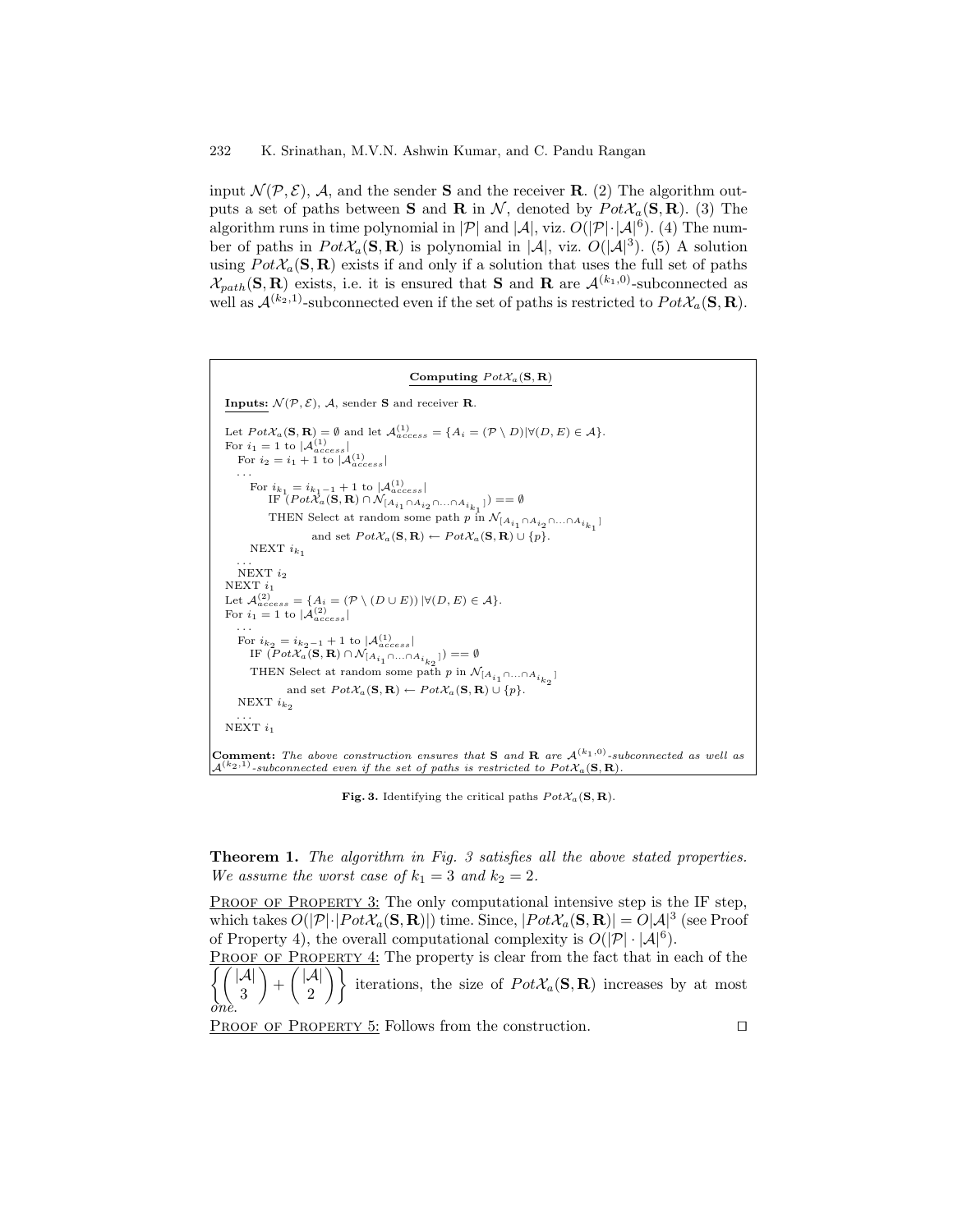input $\mathcal{N}(\mathcal{P}, \mathcal{E})$, $\mathcal{A}$, and the sender $\mathbf{S}$ and the receiver $\mathbf{R}$. (2) The algorithm outputs a set of paths between $\mathbf{S}$ and $\mathbf{R}$ in $\mathcal{N}$, denoted by $Pot\mathcal{X}_a(\mathbf{S}, \mathbf{R})$. (3) The algorithm runs in time polynomial in $|\mathcal{P}|$ and $|\mathcal{A}|$, viz. $O(|\mathcal{P}| \cdot |\mathcal{A}|^6)$. (4) The number of paths in $Pot\mathcal{X}_a(\mathbf{S}, \mathbf{R})$ is polynomial in $|\mathcal{A}|$, viz. $O(|\mathcal{A}|^3)$. (5) A solution using $Pot\mathcal{X}_a(\mathbf{S}, \mathbf{R})$ exists if and only if a solution that uses the full set of paths $\mathcal{X}_{path}(\mathbf{S}, \mathbf{R})$ exists, i.e. it is ensured that $\mathbf{S}$ and $\mathbf{R}$ are $\mathcal{A}^{(k_1,0)}$-subconnected as well as $\mathcal{A}^{(k_2,1)}$-subconnected even if the set of paths is restricted to $Pot\mathcal{X}_a(\mathbf{S}, \mathbf{R})$.

**Computing $Pot\mathcal{X}_a(\mathbf{S}, \mathbf{R})$**

**Inputs:** $\mathcal{N}(\mathcal{P}, \mathcal{E})$, $\mathcal{A}$, sender $\mathbf{S}$ and receiver $\mathbf{R}$.

```
Let PotX_a(S,R) = ∅ and let A^(1)_access = {A_i = (P \ D) | ∀(D,E) ∈ A}.
For i_1 = 1 to |A^(1)_access|
  For i_2 = i_1 + 1 to |A^(1)_access|
  ...
    For i_k1 = i_{k1-1} + 1 to |A^(1)_access|
        IF (PotX_a(S,R) ∩ N_[A_i1 ∩ A_i2 ∩ ... ∩ A_ik1]) == ∅
        THEN Select at random some path p in N_[A_i1 ∩ A_i2 ∩ ... ∩ A_ik1]
                 and set PotX_a(S,R) ← PotX_a(S,R) ∪ {p}.
    NEXT i_k1
  ...
  NEXT i_2
NEXT i_1
Let A^(2)_access = {A_i = (P \ (D ∪ E)) | ∀(D,E) ∈ A}.
For i_1 = 1 to |A^(2)_access|
  ...
  For i_k2 = i_{k2-1} + 1 to |A^(1)_access|
     IF (PotX_a(S,R) ∩ N_[A_i1 ∩ ... ∩ A_ik2]) == ∅
     THEN Select at random some path p in N_[A_i1 ∩ ... ∩ A_ik2]
            and set PotX_a(S,R) ← PotX_a(S,R) ∪ {p}.
  NEXT i_k2
  ...
NEXT i_1
```

**Comment:** *The above construction ensures that* $\mathbf{S}$ *and* $\mathbf{R}$ *are* $\mathcal{A}^{(k_1,0)}$*-subconnected as well as* $\mathcal{A}^{(k_2,1)}$*-subconnected even if the set of paths is restricted to* $Pot\mathcal{X}_a(\mathbf{S}, \mathbf{R})$.

**Fig. 3.** Identifying the critical paths $Pot\mathcal{X}_a(\mathbf{S}, \mathbf{R})$.

**Theorem 1.** *The algorithm in Fig. 3 satisfies all the above stated properties. We assume the worst case of $k_1 = 3$ and $k_2 = 2$.*

PROOF OF PROPERTY 3: The only computational intensive step is the IF step, which takes $O(|\mathcal{P}| \cdot |Pot\mathcal{X}_a(\mathbf{S}, \mathbf{R})|)$ time. Since, $|Pot\mathcal{X}_a(\mathbf{S}, \mathbf{R})| = O|\mathcal{A}|^3$ (see Proof of Property 4), the overall computational complexity is $O(|\mathcal{P}| \cdot |\mathcal{A}|^6)$.

PROOF OF PROPERTY 4: The property is clear from the fact that in each of the $\left\{ \binom{|\mathcal{A}|}{3} + \binom{|\mathcal{A}|}{2} \right\}$ iterations, the size of $Pot\mathcal{X}_a(\mathbf{S}, \mathbf{R})$ increases by at most one.

PROOF OF PROPERTY 5: Follows from the construction. □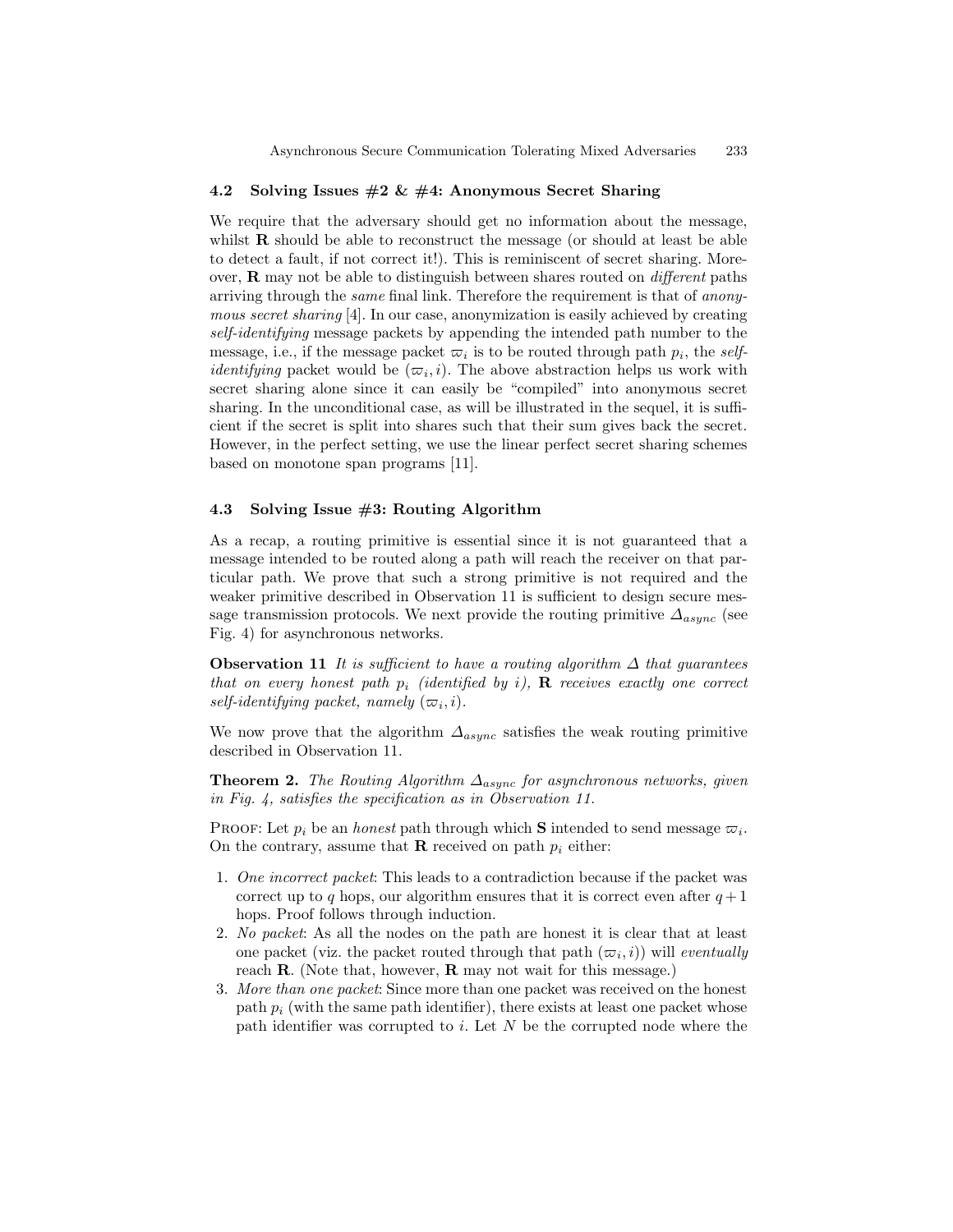### 4.2 Solving Issues #2 & #4: Anonymous Secret Sharing

We require that the adversary should get no information about the message, whilst **R** should be able to reconstruct the message (or should at least be able to detect a fault, if not correct it!). This is reminiscent of secret sharing. Moreover, **R** may not be able to distinguish between shares routed on *different* paths arriving through the *same* final link. Therefore the requirement is that of *anonymous secret sharing* [4]. In our case, anonymization is easily achieved by creating *self-identifying* message packets by appending the intended path number to the message, i.e., if the message packet $\varpi_i$ is to be routed through path $p_i$, the *self-identifying* packet would be $(\varpi_i, i)$. The above abstraction helps us work with secret sharing alone since it can easily be "compiled" into anonymous secret sharing. In the unconditional case, as will be illustrated in the sequel, it is sufficient if the secret is split into shares such that their sum gives back the secret. However, in the perfect setting, we use the linear perfect secret sharing schemes based on monotone span programs [11].

### 4.3 Solving Issue #3: Routing Algorithm

As a recap, a routing primitive is essential since it is not guaranteed that a message intended to be routed along a path will reach the receiver on that particular path. We prove that such a strong primitive is not required and the weaker primitive described in Observation 11 is sufficient to design secure message transmission protocols. We next provide the routing primitive $\Delta_{async}$ (see Fig. 4) for asynchronous networks.

**Observation 11** *It is sufficient to have a routing algorithm $\Delta$ that guarantees that on every honest path $p_i$ (identified by $i$),* **R** *receives exactly one correct self-identifying packet, namely $(\varpi_i, i)$.*

We now prove that the algorithm $\Delta_{async}$ satisfies the weak routing primitive described in Observation 11.

**Theorem 2.** *The Routing Algorithm $\Delta_{async}$ for asynchronous networks, given in Fig. 4, satisfies the specification as in Observation 11.*

Proof: Let $p_i$ be an *honest* path through which **S** intended to send message $\varpi_i$. On the contrary, assume that **R** received on path $p_i$ either:

1. *One incorrect packet*: This leads to a contradiction because if the packet was correct up to $q$ hops, our algorithm ensures that it is correct even after $q+1$ hops. Proof follows through induction.
2. *No packet*: As all the nodes on the path are honest it is clear that at least one packet (viz. the packet routed through that path $(\varpi_i, i)$) will *eventually* reach **R**. (Note that, however, **R** may not wait for this message.)
3. *More than one packet*: Since more than one packet was received on the honest path $p_i$ (with the same path identifier), there exists at least one packet whose path identifier was corrupted to $i$. Let $N$ be the corrupted node where the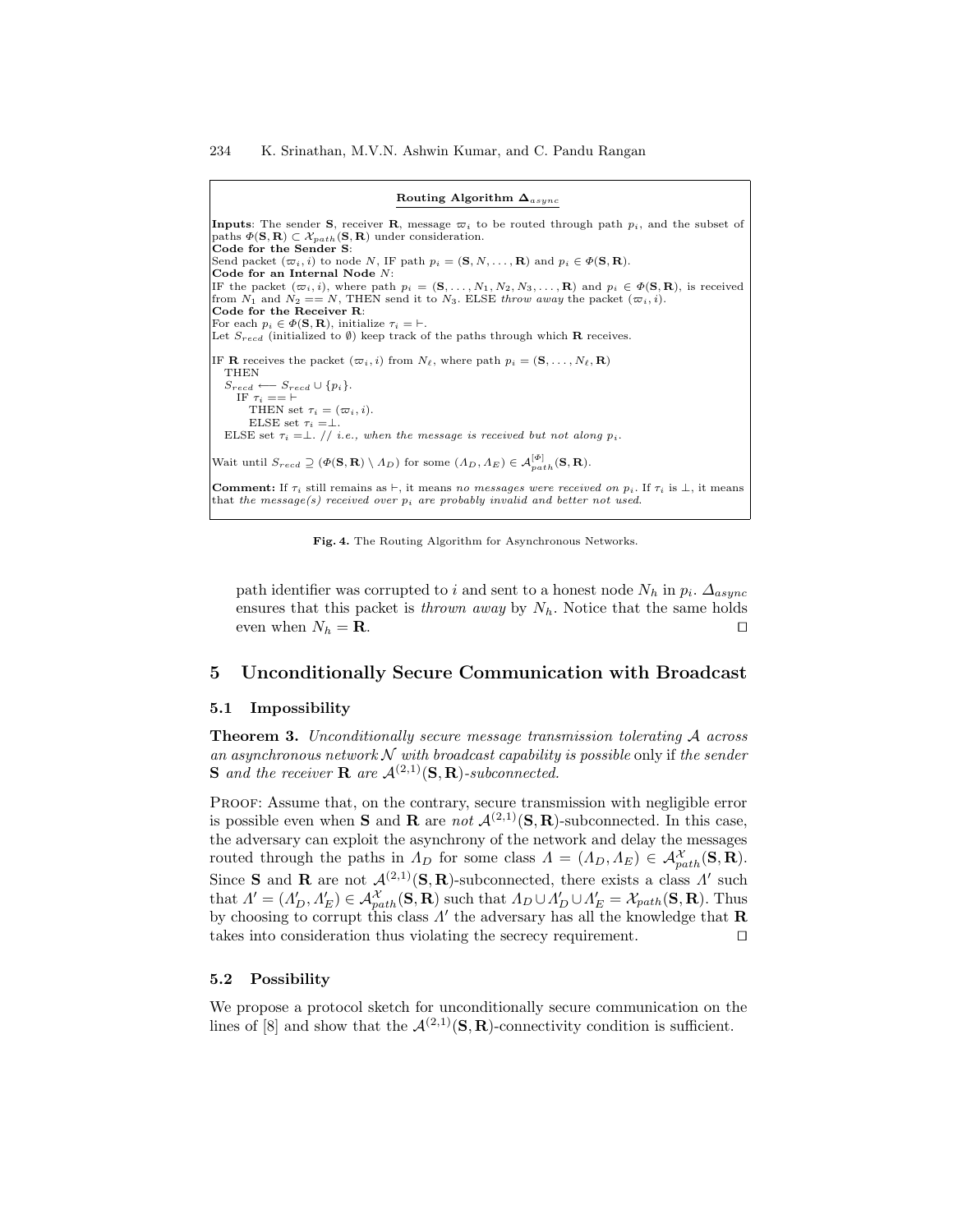**Routing Algorithm $\mathbf{\Delta}_{async}$**

**Inputs**: The sender **S**, receiver **R**, message $\varpi_i$ to be routed through path $p_i$, and the subset of paths $\Phi(\mathbf{S},\mathbf{R}) \subset \mathcal{X}_{path}(\mathbf{S},\mathbf{R})$ under consideration.
**Code for the Sender S**:
Send packet $(\varpi_i, i)$ to node $N$, IF path $p_i = (\mathbf{S}, N, \ldots, \mathbf{R})$ and $p_i \in \Phi(\mathbf{S},\mathbf{R})$.
**Code for an Internal Node** $N$:
IF the packet $(\varpi_i, i)$, where path $p_i = (\mathbf{S}, \ldots, N_1, N_2, N_3, \ldots, \mathbf{R})$ and $p_i \in \Phi(\mathbf{S},\mathbf{R})$, is received from $N_1$ and $N_2 == N$, THEN send it to $N_3$. ELSE *throw away* the packet $(\varpi_i, i)$.
**Code for the Receiver R**:
For each $p_i \in \Phi(\mathbf{S},\mathbf{R})$, initialize $\tau_i = \vdash$.
Let $S_{recd}$ (initialized to $\emptyset$) keep track of the paths through which **R** receives.

```
IF R receives the packet (ϖ_i, i) from N_ℓ, where path p_i = (S, ..., N_ℓ, R)
  THEN
  S_recd ⟵ S_recd ∪ {p_i}.
    IF τ_i == ⊢
       THEN set τ_i = (ϖ_i, i).
       ELSE set τ_i = ⊥.
  ELSE set τ_i = ⊥. // i.e., when the message is received but not along p_i.
```

Wait until $S_{recd} \supseteq (\Phi(\mathbf{S},\mathbf{R}) \setminus \Lambda_D)$ for some $(\Lambda_D, \Lambda_E) \in \mathcal{A}^{[\Phi]}_{path}(\mathbf{S},\mathbf{R})$.

**Comment:** If $\tau_i$ still remains as $\vdash$, it means *no messages were received on* $p_i$. If $\tau_i$ is $\perp$, it means that *the message(s) received over* $p_i$ *are probably invalid and better not used.*

**Fig. 4.** The Routing Algorithm for Asynchronous Networks.

path identifier was corrupted to $i$ and sent to a honest node $N_h$ in $p_i$. $\Delta_{async}$ ensures that this packet is *thrown away* by $N_h$. Notice that the same holds even when $N_h = \mathbf{R}$. □

## 5 Unconditionally Secure Communication with Broadcast

### 5.1 Impossibility

**Theorem 3.** *Unconditionally secure message transmission tolerating* $\mathcal{A}$ *across an asynchronous network* $\mathcal{N}$ *with broadcast capability is possible* only if *the sender* **S** *and the receiver* **R** *are* $\mathcal{A}^{(2,1)}(\mathbf{S},\mathbf{R})$*-subconnected.*

Proof: Assume that, on the contrary, secure transmission with negligible error is possible even when **S** and **R** are *not* $\mathcal{A}^{(2,1)}(\mathbf{S},\mathbf{R})$-subconnected. In this case, the adversary can exploit the asynchrony of the network and delay the messages routed through the paths in $\Lambda_D$ for some class $\Lambda = (\Lambda_D, \Lambda_E) \in \mathcal{A}^{\mathcal{X}}_{path}(\mathbf{S},\mathbf{R})$. Since **S** and **R** are not $\mathcal{A}^{(2,1)}(\mathbf{S},\mathbf{R})$-subconnected, there exists a class $\Lambda'$ such that $\Lambda' = (\Lambda'_D, \Lambda'_E) \in \mathcal{A}^{\mathcal{X}}_{path}(\mathbf{S},\mathbf{R})$ such that $\Lambda_D \cup \Lambda'_D \cup \Lambda'_E = \mathcal{X}_{path}(\mathbf{S},\mathbf{R})$. Thus by choosing to corrupt this class $\Lambda'$ the adversary has all the knowledge that **R** takes into consideration thus violating the secrecy requirement. □

### 5.2 Possibility

We propose a protocol sketch for unconditionally secure communication on the lines of [8] and show that the $\mathcal{A}^{(2,1)}(\mathbf{S},\mathbf{R})$-connectivity condition is sufficient.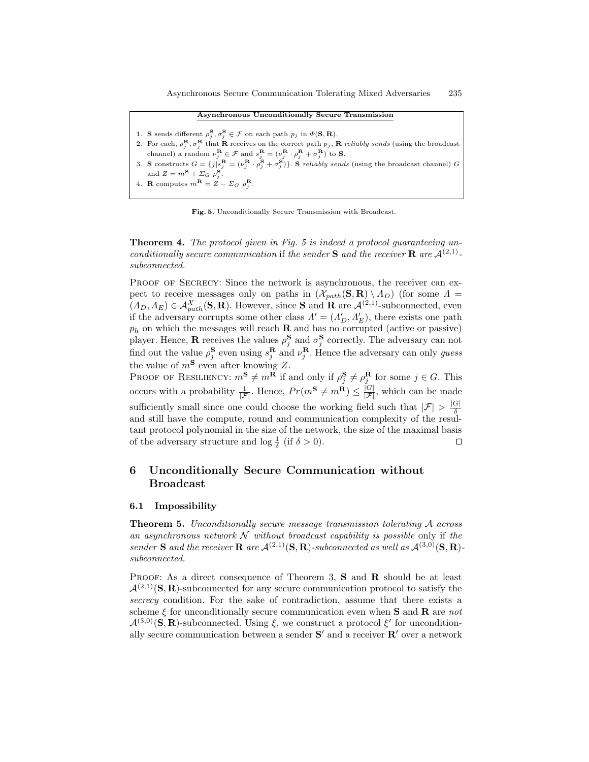**Asynchronous Unconditionally Secure Transmission**

1. $\mathbf{S}$ sends different $\rho_j^{\mathbf{S}}, \sigma_j^{\mathbf{S}} \in \mathcal{F}$ on each path $p_j$ in $\Phi(\mathbf{S}, \mathbf{R})$.
2. For each, $\rho_j^{\mathbf{R}}, \sigma_j^{\mathbf{R}}$ that $\mathbf{R}$ receives on the correct path $p_j$, $\mathbf{R}$ *reliably sends* (using the broadcast channel) a random $\nu_j^{\mathbf{R}} \in \mathcal{F}$ and $s_j^{\mathbf{R}} = (\nu_j^{\mathbf{R}} \cdot \rho_j^{\mathbf{R}} + \sigma_j^{\mathbf{R}})$ to $\mathbf{S}$.
3. $\mathbf{S}$ constructs $G = \{j | s_j^{\mathbf{R}} = (\nu_j^{\mathbf{R}} \cdot \rho_j^{\mathbf{S}} + \sigma_j^{\mathbf{S}})\}$. $\mathbf{S}$ *reliably sends* (using the broadcast channel) $G$ and $Z = m^{\mathbf{S}} + \Sigma_G \ \rho_j^{\mathbf{S}}$.
4. $\mathbf{R}$ computes $m^{\mathbf{R}} = Z - \Sigma_G \ \rho_j^{\mathbf{R}}$.

**Fig. 5.** Unconditionally Secure Transmission with Broadcast.

**Theorem 4.** *The protocol given in Fig. 5 is indeed a protocol guaranteeing unconditionally secure communication* if *the sender* $\mathbf{S}$ *and the receiver* $\mathbf{R}$ *are* $\mathcal{A}^{(2,1)}$*-subconnected.*

Proof of Secrecy: Since the network is asynchronous, the receiver can expect to receive messages only on paths in $(\mathcal{X}_{path}(\mathbf{S}, \mathbf{R}) \setminus \Lambda_D)$ (for some $\Lambda = (\Lambda_D, \Lambda_E) \in \mathcal{A}_{path}^{\mathcal{X}}(\mathbf{S}, \mathbf{R})$. However, since $\mathbf{S}$ and $\mathbf{R}$ are $\mathcal{A}^{(2,1)}$-subconnected, even if the adversary corrupts some other class $\Lambda' = (\Lambda'_D, \Lambda'_E)$, there exists one path $p_h$ on which the messages will reach $\mathbf{R}$ and has no corrupted (active or passive) player. Hence, $\mathbf{R}$ receives the values $\rho_j^{\mathbf{S}}$ and $\sigma_j^{\mathbf{S}}$ correctly. The adversary can not find out the value $\rho_j^{\mathbf{S}}$ even using $s_j^{\mathbf{R}}$ and $\nu_j^{\mathbf{R}}$. Hence the adversary can only *guess* the value of $m^{\mathbf{S}}$ even after knowing $Z$.

Proof of Resiliency: $m^{\mathbf{S}} \neq m^{\mathbf{R}}$ if and only if $\rho_j^{\mathbf{S}} \neq \rho_j^{\mathbf{R}}$ for some $j \in G$. This occurs with a probability $\frac{1}{|\mathcal{F}|}$. Hence, $Pr(m^{\mathbf{S}} \neq m^{\mathbf{R}}) \leq \frac{|G|}{|\mathcal{F}|}$, which can be made sufficiently small since one could choose the working field such that $|\mathcal{F}| > \frac{|G|}{\delta}$ and still have the compute, round and communication complexity of the resultant protocol polynomial in the size of the network, the size of the maximal basis of the adversary structure and $\log \frac{1}{\delta}$ (if $\delta > 0$). □

## 6 Unconditionally Secure Communication without Broadcast

### 6.1 Impossibility

**Theorem 5.** *Unconditionally secure message transmission tolerating* $\mathcal{A}$ *across an asynchronous network* $\mathcal{N}$ *without broadcast capability is possible* only if *the sender* $\mathbf{S}$ *and the receiver* $\mathbf{R}$ *are* $\mathcal{A}^{(2,1)}(\mathbf{S}, \mathbf{R})$*-subconnected as well as* $\mathcal{A}^{(3,0)}(\mathbf{S}, \mathbf{R})$*-subconnected.*

Proof: As a direct consequence of Theorem 3, $\mathbf{S}$ and $\mathbf{R}$ should be at least $\mathcal{A}^{(2,1)}(\mathbf{S}, \mathbf{R})$-subconnected for any secure communication protocol to satisfy the *secrecy* condition. For the sake of contradiction, assume that there exists a scheme $\xi$ for unconditionally secure communication even when $\mathbf{S}$ and $\mathbf{R}$ are *not* $\mathcal{A}^{(3,0)}(\mathbf{S}, \mathbf{R})$-subconnected. Using $\xi$, we construct a protocol $\xi'$ for unconditionally secure communication between a sender $\mathbf{S}'$ and a receiver $\mathbf{R}'$ over a network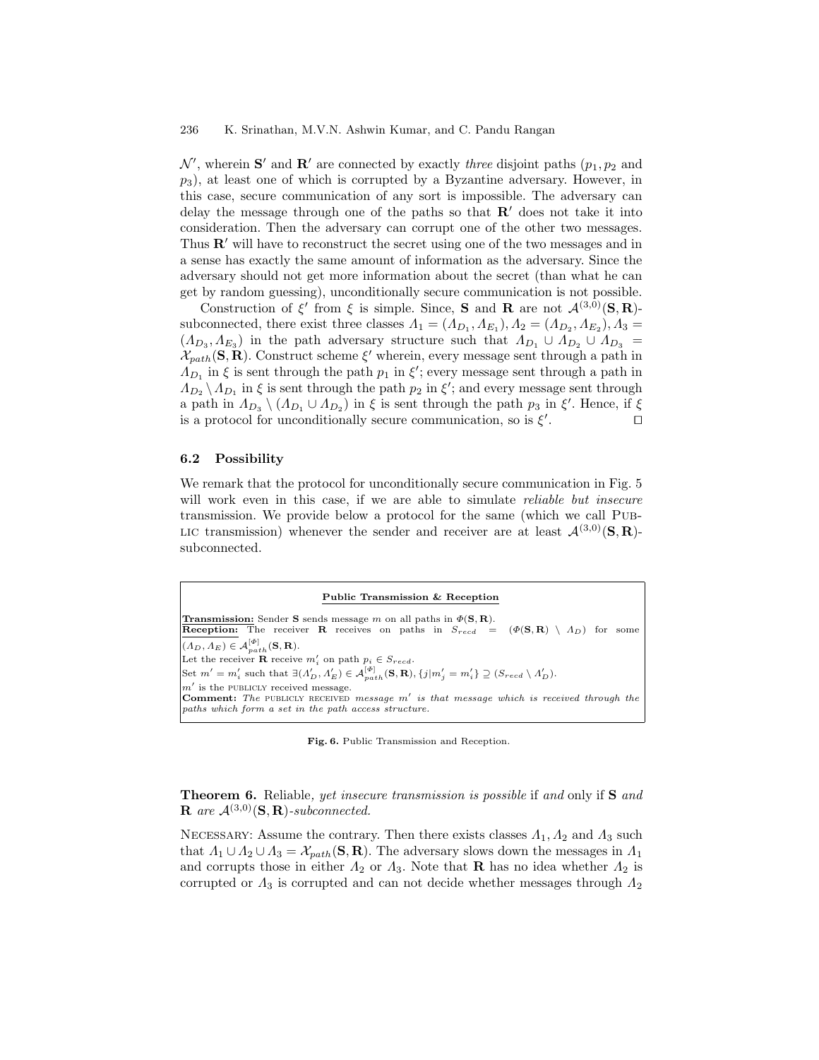$\mathcal{N}'$, wherein $\mathbf{S}'$ and $\mathbf{R}'$ are connected by exactly *three* disjoint paths ($p_1, p_2$ and $p_3$), at least one of which is corrupted by a Byzantine adversary. However, in this case, secure communication of any sort is impossible. The adversary can delay the message through one of the paths so that $\mathbf{R}'$ does not take it into consideration. Then the adversary can corrupt one of the other two messages. Thus $\mathbf{R}'$ will have to reconstruct the secret using one of the two messages and in a sense has exactly the same amount of information as the adversary. Since the adversary should not get more information about the secret (than what he can get by random guessing), unconditionally secure communication is not possible.

Construction of $\xi'$ from $\xi$ is simple. Since, $\mathbf{S}$ and $\mathbf{R}$ are not $\mathcal{A}^{(3,0)}(\mathbf{S},\mathbf{R})$-subconnected, there exist three classes $\Lambda_1 = (\Lambda_{D_1}, \Lambda_{E_1}), \Lambda_2 = (\Lambda_{D_2}, \Lambda_{E_2}), \Lambda_3 = (\Lambda_{D_3}, \Lambda_{E_3})$ in the path adversary structure such that $\Lambda_{D_1} \cup \Lambda_{D_2} \cup \Lambda_{D_3} = \mathcal{X}_{path}(\mathbf{S},\mathbf{R})$. Construct scheme $\xi'$ wherein, every message sent through a path in $\Lambda_{D_1}$ in $\xi$ is sent through the path $p_1$ in $\xi'$; every message sent through a path in $\Lambda_{D_2} \setminus \Lambda_{D_1}$ in $\xi$ is sent through the path $p_2$ in $\xi'$; and every message sent through a path in $\Lambda_{D_3} \setminus (\Lambda_{D_1} \cup \Lambda_{D_2})$ in $\xi$ is sent through the path $p_3$ in $\xi'$. Hence, if $\xi$ is a protocol for unconditionally secure communication, so is $\xi'$. $\square$

### 6.2 Possibility

We remark that the protocol for unconditionally secure communication in Fig. 5 will work even in this case, if we are able to simulate *reliable but insecure* transmission. We provide below a protocol for the same (which we call PUBLIC transmission) whenever the sender and receiver are at least $\mathcal{A}^{(3,0)}(\mathbf{S},\mathbf{R})$-subconnected.

**Public Transmission & Reception**

**Transmission:** Sender $\mathbf{S}$ sends message $m$ on all paths in $\Phi(\mathbf{S},\mathbf{R})$.
**Reception:** The receiver $\mathbf{R}$ receives on paths in $S_{recd} = (\Phi(\mathbf{S},\mathbf{R}) \setminus \Lambda_D)$ for some $(\Lambda_D, \Lambda_E) \in \mathcal{A}^{[\Phi]}_{path}(\mathbf{S},\mathbf{R})$.
Let the receiver $\mathbf{R}$ receive $m'_i$ on path $p_i \in S_{recd}$.
Set $m' = m'_i$ such that $\exists(\Lambda'_D, \Lambda'_E) \in \mathcal{A}^{[\Phi]}_{path}(\mathbf{S},\mathbf{R}), \{j | m'_j = m'_i\} \supseteq (S_{recd} \setminus \Lambda'_D)$.
$m'$ is the PUBLICLY received message.
**Comment:** *The* PUBLICLY RECEIVED *message $m'$ is that message which is received through the paths which form a set in the path access structure.*

**Fig. 6.** Public Transmission and Reception.

**Theorem 6.** Reliable*, yet insecure transmission is possible* if *and* only if **S** *and* **R** *are $\mathcal{A}^{(3,0)}(\mathbf{S},\mathbf{R})$-subconnected.*

NECESSARY: Assume the contrary. Then there exists classes $\Lambda_1, \Lambda_2$ and $\Lambda_3$ such that $\Lambda_1 \cup \Lambda_2 \cup \Lambda_3 = \mathcal{X}_{path}(\mathbf{S},\mathbf{R})$. The adversary slows down the messages in $\Lambda_1$ and corrupts those in either $\Lambda_2$ or $\Lambda_3$. Note that $\mathbf{R}$ has no idea whether $\Lambda_2$ is corrupted or $\Lambda_3$ is corrupted and can not decide whether messages through $\Lambda_2$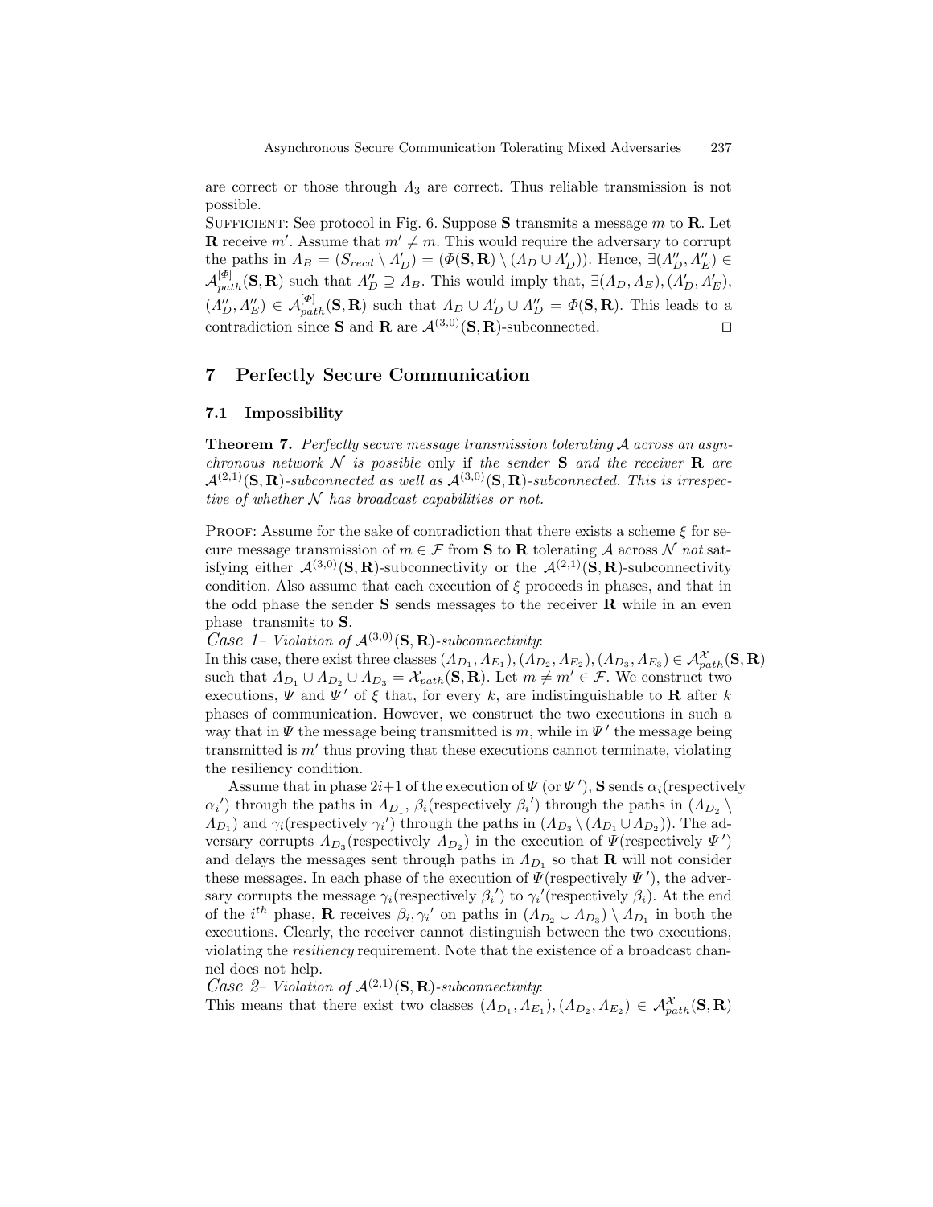are correct or those through $\Lambda_3$ are correct. Thus reliable transmission is not possible.

Sufficient: See protocol in Fig. 6. Suppose $\mathbf{S}$ transmits a message $m$ to $\mathbf{R}$. Let $\mathbf{R}$ receive $m'$. Assume that $m' \neq m$. This would require the adversary to corrupt the paths in $\Lambda_B = (S_{recd} \setminus \Lambda'_D) = (\Phi(\mathbf{S},\mathbf{R}) \setminus (\Lambda_D \cup \Lambda'_D))$. Hence, $\exists(\Lambda''_D, \Lambda''_E) \in \mathcal{A}^{[\Phi]}_{path}(\mathbf{S},\mathbf{R})$ such that $\Lambda''_D \supseteq \Lambda_B$. This would imply that, $\exists(\Lambda_D, \Lambda_E), (\Lambda'_D, \Lambda'_E), (\Lambda''_D, \Lambda''_E) \in \mathcal{A}^{[\Phi]}_{path}(\mathbf{S},\mathbf{R})$ such that $\Lambda_D \cup \Lambda'_D \cup \Lambda''_D = \Phi(\mathbf{S},\mathbf{R})$. This leads to a contradiction since $\mathbf{S}$ and $\mathbf{R}$ are $\mathcal{A}^{(3,0)}(\mathbf{S},\mathbf{R})$-subconnected. □

## 7 Perfectly Secure Communication

### 7.1 Impossibility

**Theorem 7.** *Perfectly secure message transmission tolerating $\mathcal{A}$ across an asynchronous network $\mathcal{N}$ is possible* only if *the sender $\mathbf{S}$ and the receiver $\mathbf{R}$ are $\mathcal{A}^{(2,1)}(\mathbf{S},\mathbf{R})$-subconnected as well as $\mathcal{A}^{(3,0)}(\mathbf{S},\mathbf{R})$-subconnected. This is irrespective of whether $\mathcal{N}$ has broadcast capabilities or not.*

Proof: Assume for the sake of contradiction that there exists a scheme $\xi$ for secure message transmission of $m \in \mathcal{F}$ from $\mathbf{S}$ to $\mathbf{R}$ tolerating $\mathcal{A}$ across $\mathcal{N}$ *not* satisfying either $\mathcal{A}^{(3,0)}(\mathbf{S},\mathbf{R})$-subconnectivity or the $\mathcal{A}^{(2,1)}(\mathbf{S},\mathbf{R})$-subconnectivity condition. Also assume that each execution of $\xi$ proceeds in phases, and that in the odd phase the sender $\mathbf{S}$ sends messages to the receiver $\mathbf{R}$ while in an even phase transmits to $\mathbf{S}$.

*Case 1– Violation of $\mathcal{A}^{(3,0)}(\mathbf{S},\mathbf{R})$-subconnectivity*:
In this case, there exist three classes $(\Lambda_{D_1}, \Lambda_{E_1}), (\Lambda_{D_2}, \Lambda_{E_2}), (\Lambda_{D_3}, \Lambda_{E_3}) \in \mathcal{A}^{\mathcal{X}}_{path}(\mathbf{S},\mathbf{R})$ such that $\Lambda_{D_1} \cup \Lambda_{D_2} \cup \Lambda_{D_3} = \mathcal{X}_{path}(\mathbf{S},\mathbf{R})$. Let $m \neq m' \in \mathcal{F}$. We construct two executions, $\Psi$ and $\Psi'$ of $\xi$ that, for every $k$, are indistinguishable to $\mathbf{R}$ after $k$ phases of communication. However, we construct the two executions in such a way that in $\Psi$ the message being transmitted is $m$, while in $\Psi'$ the message being transmitted is $m'$ thus proving that these executions cannot terminate, violating the resiliency condition.

Assume that in phase $2i+1$ of the execution of $\Psi$ (or $\Psi'$), $\mathbf{S}$ sends $\alpha_i$(respectively $\alpha_i'$) through the paths in $\Lambda_{D_1}$, $\beta_i$(respectively $\beta_i'$) through the paths in $(\Lambda_{D_2} \setminus \Lambda_{D_1})$ and $\gamma_i$(respectively $\gamma_i'$) through the paths in $(\Lambda_{D_3} \setminus (\Lambda_{D_1} \cup \Lambda_{D_2}))$. The adversary corrupts $\Lambda_{D_3}$(respectively $\Lambda_{D_2}$) in the execution of $\Psi$(respectively $\Psi'$) and delays the messages sent through paths in $\Lambda_{D_1}$ so that $\mathbf{R}$ will not consider these messages. In each phase of the execution of $\Psi$(respectively $\Psi'$), the adversary corrupts the message $\gamma_i$(respectively $\beta_i'$) to $\gamma_i'$(respectively $\beta_i$). At the end of the $i^{th}$ phase, $\mathbf{R}$ receives $\beta_i, \gamma_i'$ on paths in $(\Lambda_{D_2} \cup \Lambda_{D_3}) \setminus \Lambda_{D_1}$ in both the executions. Clearly, the receiver cannot distinguish between the two executions, violating the *resiliency* requirement. Note that the existence of a broadcast channel does not help.

*Case 2– Violation of $\mathcal{A}^{(2,1)}(\mathbf{S},\mathbf{R})$-subconnectivity*:
This means that there exist two classes $(\Lambda_{D_1}, \Lambda_{E_1}), (\Lambda_{D_2}, \Lambda_{E_2}) \in \mathcal{A}^{\mathcal{X}}_{path}(\mathbf{S},\mathbf{R})$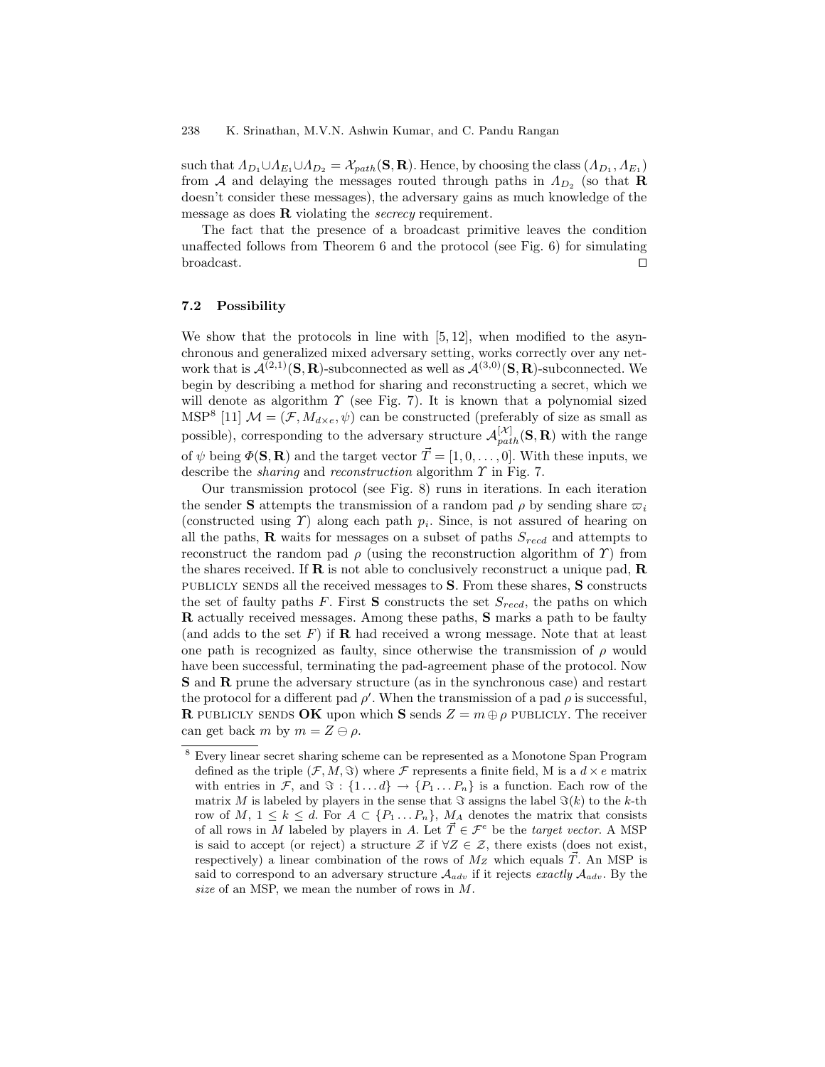such that $\Lambda_{D_1} \cup \Lambda_{E_1} \cup \Lambda_{D_2} = \mathcal{X}_{path}(\mathbf{S}, \mathbf{R})$. Hence, by choosing the class $(\Lambda_{D_1}, \Lambda_{E_1})$ from $\mathcal{A}$ and delaying the messages routed through paths in $\Lambda_{D_2}$ (so that **R** doesn't consider these messages), the adversary gains as much knowledge of the message as does **R** violating the *secrecy* requirement.

The fact that the presence of a broadcast primitive leaves the condition unaffected follows from Theorem 6 and the protocol (see Fig. 6) for simulating broadcast. □

### 7.2 Possibility

We show that the protocols in line with [5, 12], when modified to the asynchronous and generalized mixed adversary setting, works correctly over any network that is $\mathcal{A}^{(2,1)}(\mathbf{S}, \mathbf{R})$-subconnected as well as $\mathcal{A}^{(3,0)}(\mathbf{S}, \mathbf{R})$-subconnected. We begin by describing a method for sharing and reconstructing a secret, which we will denote as algorithm $\Upsilon$ (see Fig. 7). It is known that a polynomial sized MSP[8] [11] $\mathcal{M} = (\mathcal{F}, M_{d \times e}, \psi)$ can be constructed (preferably of size as small as possible), corresponding to the adversary structure $\mathcal{A}^{[\mathcal{X}]}_{path}(\mathbf{S}, \mathbf{R})$ with the range of $\psi$ being $\Phi(\mathbf{S}, \mathbf{R})$ and the target vector $\vec{T} = [1, 0, \ldots, 0]$. With these inputs, we describe the *sharing* and *reconstruction* algorithm $\Upsilon$ in Fig. 7.

Our transmission protocol (see Fig. 8) runs in iterations. In each iteration the sender **S** attempts the transmission of a random pad $\rho$ by sending share $\varpi_i$ (constructed using $\Upsilon$) along each path $p_i$. Since, is not assured of hearing on all the paths, **R** waits for messages on a subset of paths $S_{recd}$ and attempts to reconstruct the random pad $\rho$ (using the reconstruction algorithm of $\Upsilon$) from the shares received. If **R** is not able to conclusively reconstruct a unique pad, **R** PUBLICLY SENDS all the received messages to **S**. From these shares, **S** constructs the set of faulty paths $F$. First **S** constructs the set $S_{recd}$, the paths on which **R** actually received messages. Among these paths, **S** marks a path to be faulty (and adds to the set $F$) if **R** had received a wrong message. Note that at least one path is recognized as faulty, since otherwise the transmission of $\rho$ would have been successful, terminating the pad-agreement phase of the protocol. Now **S** and **R** prune the adversary structure (as in the synchronous case) and restart the protocol for a different pad $\rho'$. When the transmission of a pad $\rho$ is successful, **R** PUBLICLY SENDS **OK** upon which **S** sends $Z = m \oplus \rho$ PUBLICLY. The receiver can get back $m$ by $m = Z \ominus \rho$.

---

[8] Every linear secret sharing scheme can be represented as a Monotone Span Program defined as the triple $(\mathcal{F}, M, \Im)$ where $\mathcal{F}$ represents a finite field, M is a $d \times e$ matrix with entries in $\mathcal{F}$, and $\Im : \{1 \ldots d\} \rightarrow \{P_1 \ldots P_n\}$ is a function. Each row of the matrix $M$ is labeled by players in the sense that $\Im$ assigns the label $\Im(k)$ to the $k$-th row of $M$, $1 \leq k \leq d$. For $A \subset \{P_1 \ldots P_n\}$, $M_A$ denotes the matrix that consists of all rows in $M$ labeled by players in $A$. Let $\vec{T} \in \mathcal{F}^e$ be the *target vector*. A MSP is said to accept (or reject) a structure $\mathcal{Z}$ if $\forall Z \in \mathcal{Z}$, there exists (does not exist, respectively) a linear combination of the rows of $M_Z$ which equals $\vec{T}$. An MSP is said to correspond to an adversary structure $\mathcal{A}_{adv}$ if it rejects *exactly* $\mathcal{A}_{adv}$. By the *size* of an MSP, we mean the number of rows in $M$.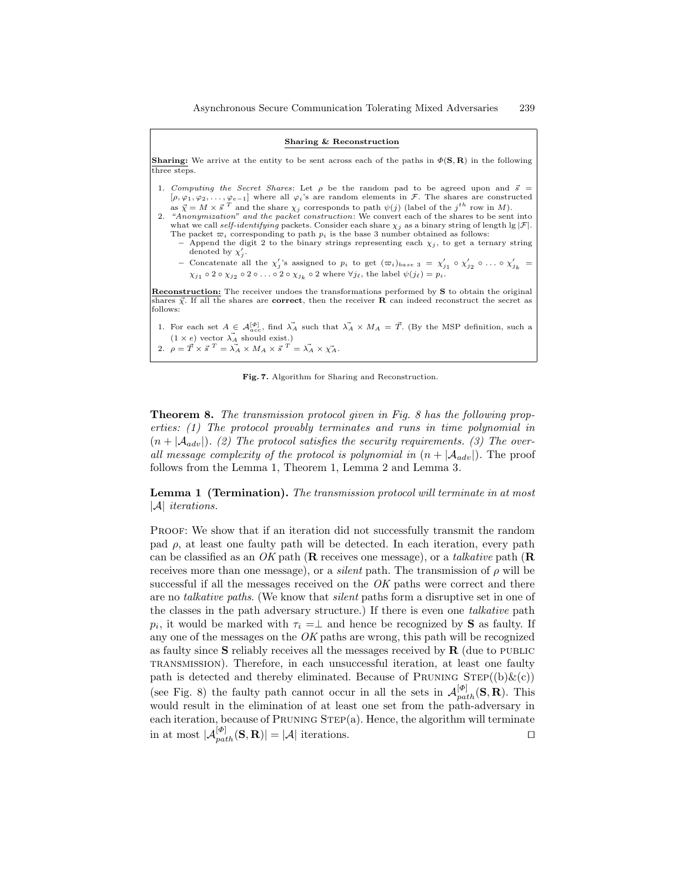**Sharing & Reconstruction**

**Sharing:** We arrive at the entity to be sent across each of the paths in $\Phi(\mathbf{S}, \mathbf{R})$ in the following three steps.

1. *Computing the Secret Shares*: Let $\rho$ be the random pad to be agreed upon and $\vec{s} = [\rho, \varphi_1, \varphi_2, \ldots, \varphi_{e-1}]$ where all $\varphi_i$'s are random elements in $\mathcal{F}$. The shares are constructed as $\vec{\chi} = M \times \vec{s}^{\,T}$ and the share $\chi_j$ corresponds to path $\psi(j)$ (label of the $j^{th}$ row in $M$).
2. *"Anonymization" and the packet construction*: We convert each of the shares to be sent into what we call *self-identifying* packets. Consider each share $\chi_j$ as a binary string of length $\lg |\mathcal{F}|$. The packet $\varpi_i$ corresponding to path $p_i$ is the base 3 number obtained as follows:
   - Append the digit 2 to the binary strings representing each $\chi_j$, to get a ternary string denoted by $\chi_j'$.
   - Concatenate all the $\chi_j'$'s assigned to $p_i$ to get $(\varpi_i)_{base\ 3} = \chi_{j1}' \circ \chi_{j2}' \circ \ldots \circ \chi_{jk}' = \chi_{j1} \circ 2 \circ \chi_{j2} \circ 2 \circ \ldots \circ 2 \circ \chi_{jk} \circ 2$ where $\forall j_\ell$, the label $\psi(j_\ell) = p_i$.

**Reconstruction:** The receiver undoes the transformations performed by **S** to obtain the original shares $\vec{\chi}$. If all the shares are **correct**, then the receiver **R** can indeed reconstruct the secret as follows:

1. For each set $A \in \mathcal{A}_{acc}^{[\Phi]}$, find $\vec{\lambda_A}$ such that $\vec{\lambda_A} \times M_A = \vec{T}$. (By the MSP definition, such a $(1 \times e)$ vector $\vec{\lambda_A}$ should exist.)
2. $\rho = \vec{T} \times \vec{s}^{\,T} = \vec{\lambda_A} \times M_A \times \vec{s}^{\,T} = \vec{\lambda_A} \times \vec{\chi_A}$.

**Fig. 7.** Algorithm for Sharing and Reconstruction.

**Theorem 8.** *The transmission protocol given in Fig. 8 has the following properties: (1) The protocol provably terminates and runs in time polynomial in $(n + |\mathcal{A}_{adv}|)$. (2) The protocol satisfies the security requirements. (3) The overall message complexity of the protocol is polynomial in $(n + |\mathcal{A}_{adv}|)$.* The proof follows from the Lemma 1, Theorem 1, Lemma 2 and Lemma 3.

**Lemma 1 (Termination).** *The transmission protocol will terminate in at most $|\mathcal{A}|$ iterations.*

Proof: We show that if an iteration did not successfully transmit the random pad $\rho$, at least one faulty path will be detected. In each iteration, every path can be classified as an *OK* path (**R** receives one message), or a *talkative* path (**R** receives more than one message), or a *silent* path. The transmission of $\rho$ will be successful if all the messages received on the *OK* paths were correct and there are no *talkative paths*. (We know that *silent* paths form a disruptive set in one of the classes in the path adversary structure.) If there is even one *talkative* path $p_i$, it would be marked with $\tau_i = \perp$ and hence be recognized by **S** as faulty. If any one of the messages on the *OK* paths are wrong, this path will be recognized as faulty since **S** reliably receives all the messages received by **R** (due to Public Transmission). Therefore, in each unsuccessful iteration, at least one faulty path is detected and thereby eliminated. Because of Pruning Step((b)&(c)) (see Fig. 8) the faulty path cannot occur in all the sets in $\mathcal{A}_{path}^{[\Phi]}(\mathbf{S}, \mathbf{R})$. This would result in the elimination of at least one set from the path-adversary in each iteration, because of Pruning Step(a). Hence, the algorithm will terminate in at most $|\mathcal{A}_{path}^{[\Phi]}(\mathbf{S}, \mathbf{R})| = |\mathcal{A}|$ iterations. $\square$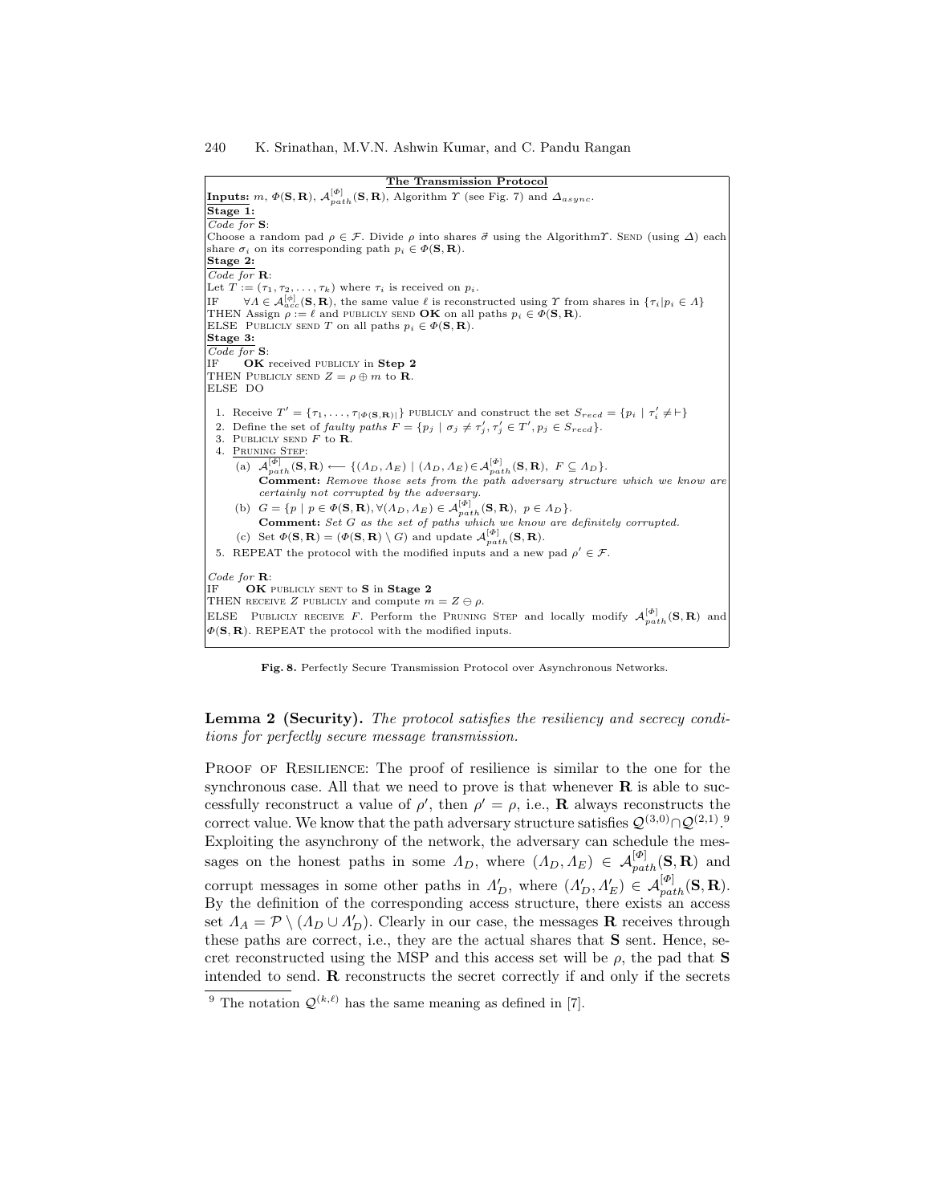**The Transmission Protocol**

**Inputs:** $m$, $\Phi(\mathbf{S},\mathbf{R})$, $\mathcal{A}^{[\Phi]}_{path}(\mathbf{S},\mathbf{R})$, Algorithm $\Upsilon$ (see Fig. 7) and $\Delta_{async}$.

**Stage 1:**

*Code for* **S**:

Choose a random pad $\rho \in \mathcal{F}$. Divide $\rho$ into shares $\vec{\sigma}$ using the Algorithm$\Upsilon$. SEND (using $\Delta$) each share $\sigma_i$ on its corresponding path $p_i \in \Phi(\mathbf{S},\mathbf{R})$.

**Stage 2:**

*Code for* **R**:

Let $T := (\tau_1, \tau_2, \ldots, \tau_k)$ where $\tau_i$ is received on $p_i$.

IF $\forall \Lambda \in \mathcal{A}^{[\phi]}_{acc}(\mathbf{S},\mathbf{R})$, the same value $\ell$ is reconstructed using $\Upsilon$ from shares in $\{\tau_i | p_i \in \Lambda\}$

THEN Assign $\rho := \ell$ and PUBLICLY SEND **OK** on all paths $p_i \in \Phi(\mathbf{S},\mathbf{R})$.

ELSE PUBLICLY SEND $T$ on all paths $p_i \in \Phi(\mathbf{S},\mathbf{R})$.

**Stage 3:**

*Code for* **S**:

IF **OK** received PUBLICLY in **Step 2**

THEN PUBLICLY SEND $Z = \rho \oplus m$ to **R**.

ELSE DO

1. Receive $T' = \{\tau_1, \ldots, \tau_{|\Phi(\mathbf{S},\mathbf{R})|}\}$ PUBLICLY and construct the set $S_{recd} = \{p_i \mid \tau'_i \neq \vdash\}$
2. Define the set of *faulty paths* $F = \{p_j \mid \sigma_j \neq \tau'_j, \tau'_j \in T', p_j \in S_{recd}\}$.
3. PUBLICLY SEND $F$ to **R**.
4. PRUNING STEP:
   (a) $\mathcal{A}^{[\Phi]}_{path}(\mathbf{S},\mathbf{R}) \longleftarrow \{(\Lambda_D, \Lambda_E) \mid (\Lambda_D, \Lambda_E) \in \mathcal{A}^{[\Phi]}_{path}(\mathbf{S},\mathbf{R}),\ F \subseteq \Lambda_D\}$.
   **Comment:** *Remove those sets from the path adversary structure which we know are certainly not corrupted by the adversary.*
   (b) $G = \{p \mid p \in \Phi(\mathbf{S},\mathbf{R}), \forall (\Lambda_D, \Lambda_E) \in \mathcal{A}^{[\Phi]}_{path}(\mathbf{S},\mathbf{R}),\ p \in \Lambda_D\}$.
   **Comment:** *Set G as the set of paths which we know are definitely corrupted.*
   (c) Set $\Phi(\mathbf{S},\mathbf{R}) = (\Phi(\mathbf{S},\mathbf{R}) \setminus G)$ and update $\mathcal{A}^{[\Phi]}_{path}(\mathbf{S},\mathbf{R})$.
5. REPEAT the protocol with the modified inputs and a new pad $\rho' \in \mathcal{F}$.

*Code for* **R**:

IF **OK** PUBLICLY SENT to **S** in **Stage 2**

THEN RECEIVE $Z$ PUBLICLY and compute $m = Z \ominus \rho$.

ELSE PUBLICLY RECEIVE $F$. Perform the PRUNING STEP and locally modify $\mathcal{A}^{[\Phi]}_{path}(\mathbf{S},\mathbf{R})$ and $\Phi(\mathbf{S},\mathbf{R})$. REPEAT the protocol with the modified inputs.

**Fig. 8.** Perfectly Secure Transmission Protocol over Asynchronous Networks.

**Lemma 2 (Security).** *The protocol satisfies the resiliency and secrecy conditions for perfectly secure message transmission.*

PROOF OF RESILIENCE: The proof of resilience is similar to the one for the synchronous case. All that we need to prove is that whenever **R** is able to successfully reconstruct a value of $\rho'$, then $\rho' = \rho$, i.e., **R** always reconstructs the correct value. We know that the path adversary structure satisfies $\mathcal{Q}^{(3,0)} \cap \mathcal{Q}^{(2,1)}$.[9] Exploiting the asynchrony of the network, the adversary can schedule the messages on the honest paths in some $\Lambda_D$, where $(\Lambda_D, \Lambda_E) \in \mathcal{A}^{[\Phi]}_{path}(\mathbf{S},\mathbf{R})$ and corrupt messages in some other paths in $\Lambda'_D$, where $(\Lambda'_D, \Lambda'_E) \in \mathcal{A}^{[\Phi]}_{path}(\mathbf{S},\mathbf{R})$. By the definition of the corresponding access structure, there exists an access set $\Lambda_A = \mathcal{P} \setminus (\Lambda_D \cup \Lambda'_D)$. Clearly in our case, the messages **R** receives through these paths are correct, i.e., they are the actual shares that **S** sent. Hence, secret reconstructed using the MSP and this access set will be $\rho$, the pad that **S** intended to send. **R** reconstructs the secret correctly if and only if the secrets

[9] The notation $\mathcal{Q}^{(k,\ell)}$ has the same meaning as defined in [7].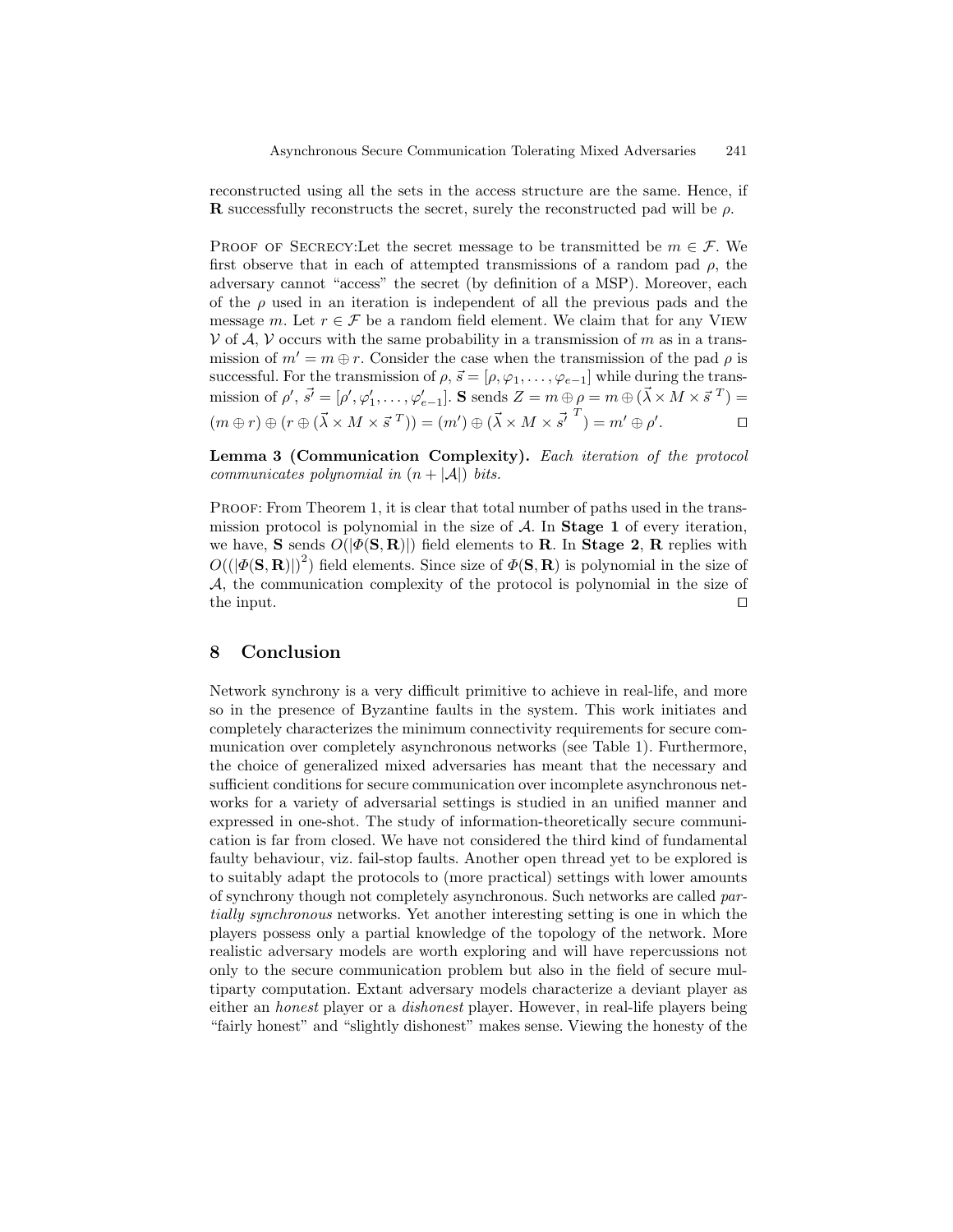reconstructed using all the sets in the access structure are the same. Hence, if **R** successfully reconstructs the secret, surely the reconstructed pad will be $\rho$.

Proof of Secrecy: Let the secret message to be transmitted be $m \in \mathcal{F}$. We first observe that in each of attempted transmissions of a random pad $\rho$, the adversary cannot "access" the secret (by definition of a MSP). Moreover, each of the $\rho$ used in an iteration is independent of all the previous pads and the message $m$. Let $r \in \mathcal{F}$ be a random field element. We claim that for any View $\mathcal{V}$ of $\mathcal{A}$, $\mathcal{V}$ occurs with the same probability in a transmission of $m$ as in a transmission of $m' = m \oplus r$. Consider the case when the transmission of the pad $\rho$ is successful. For the transmission of $\rho$, $\vec{s} = [\rho, \varphi_1, \ldots, \varphi_{e-1}]$ while during the transmission of $\rho'$, $\vec{s'} = [\rho', \varphi'_1, \ldots, \varphi'_{e-1}]$. **S** sends $Z = m \oplus \rho = m \oplus (\vec{\lambda} \times M \times \vec{s}^{\,T}) = (m \oplus r) \oplus (r \oplus (\vec{\lambda} \times M \times \vec{s}^{\,T})) = (m') \oplus (\vec{\lambda} \times M \times \vec{s'}^{\,T}) = m' \oplus \rho'$. ◻

**Lemma 3 (Communication Complexity).** *Each iteration of the protocol communicates polynomial in $(n + |\mathcal{A}|)$ bits.*

Proof: From Theorem 1, it is clear that total number of paths used in the transmission protocol is polynomial in the size of $\mathcal{A}$. In **Stage 1** of every iteration, we have, **S** sends $O(|\Phi(\mathbf{S}, \mathbf{R})|)$ field elements to **R**. In **Stage 2**, **R** replies with $O((|\Phi(\mathbf{S}, \mathbf{R})|)^2)$ field elements. Since size of $\Phi(\mathbf{S}, \mathbf{R})$ is polynomial in the size of $\mathcal{A}$, the communication complexity of the protocol is polynomial in the size of the input. ◻

## 8 Conclusion

Network synchrony is a very difficult primitive to achieve in real-life, and more so in the presence of Byzantine faults in the system. This work initiates and completely characterizes the minimum connectivity requirements for secure communication over completely asynchronous networks (see Table 1). Furthermore, the choice of generalized mixed adversaries has meant that the necessary and sufficient conditions for secure communication over incomplete asynchronous networks for a variety of adversarial settings is studied in an unified manner and expressed in one-shot. The study of information-theoretically secure communication is far from closed. We have not considered the third kind of fundamental faulty behaviour, viz. fail-stop faults. Another open thread yet to be explored is to suitably adapt the protocols to (more practical) settings with lower amounts of synchrony though not completely asynchronous. Such networks are called *partially synchronous* networks. Yet another interesting setting is one in which the players possess only a partial knowledge of the topology of the network. More realistic adversary models are worth exploring and will have repercussions not only to the secure communication problem but also in the field of secure multiparty computation. Extant adversary models characterize a deviant player as either an *honest* player or a *dishonest* player. However, in real-life players being "fairly honest" and "slightly dishonest" makes sense. Viewing the honesty of the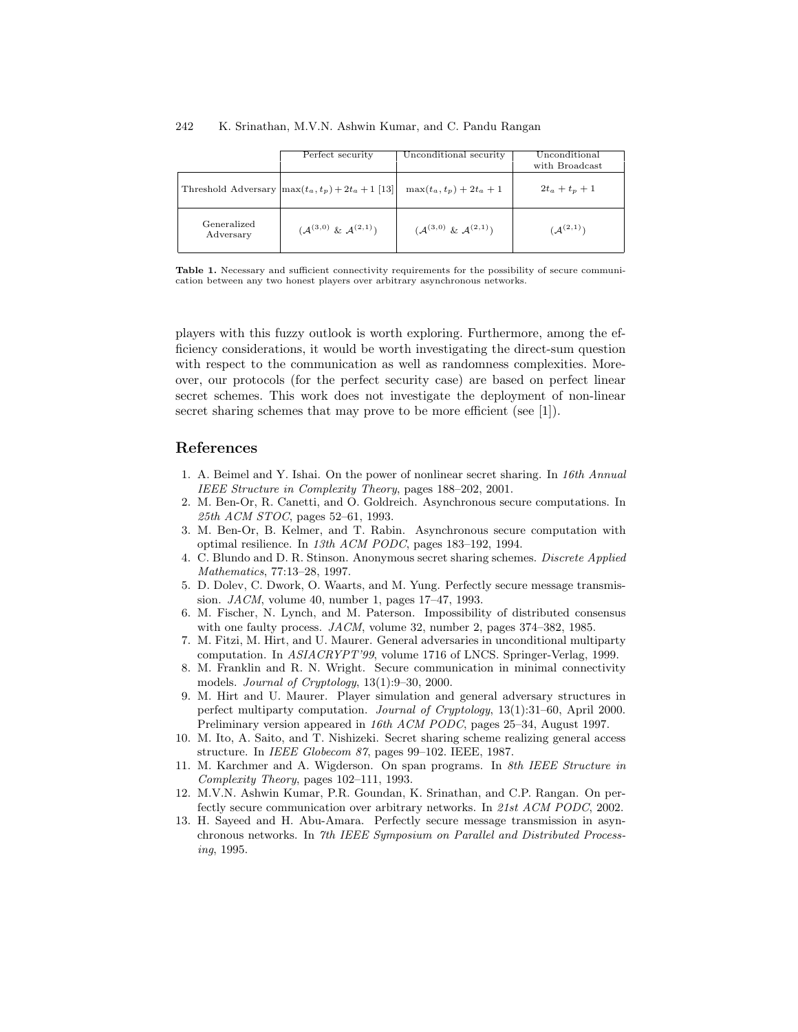| | Perfect security | Unconditional security | Unconditional with Broadcast |
|---|---|---|---|
| Threshold Adversary | $\max(t_a, t_p) + 2t_a + 1$ [13] | $\max(t_a, t_p) + 2t_a + 1$ | $2t_a + t_p + 1$ |
| Generalized Adversary | $(\mathcal{A}^{(3,0)}$ & $\mathcal{A}^{(2,1)})$ | $(\mathcal{A}^{(3,0)}$ & $\mathcal{A}^{(2,1)})$ | $(\mathcal{A}^{(2,1)})$ |

**Table 1.** Necessary and sufficient connectivity requirements for the possibility of secure communication between any two honest players over arbitrary asynchronous networks.

players with this fuzzy outlook is worth exploring. Furthermore, among the efficiency considerations, it would be worth investigating the direct-sum question with respect to the communication as well as randomness complexities. Moreover, our protocols (for the perfect security case) are based on perfect linear secret schemes. This work does not investigate the deployment of non-linear secret sharing schemes that may prove to be more efficient (see [1]).

## References

1. A. Beimel and Y. Ishai. On the power of nonlinear secret sharing. In *16th Annual IEEE Structure in Complexity Theory*, pages 188–202, 2001.
2. M. Ben-Or, R. Canetti, and O. Goldreich. Asynchronous secure computations. In *25th ACM STOC*, pages 52–61, 1993.
3. M. Ben-Or, B. Kelmer, and T. Rabin. Asynchronous secure computation with optimal resilience. In *13th ACM PODC*, pages 183–192, 1994.
4. C. Blundo and D. R. Stinson. Anonymous secret sharing schemes. *Discrete Applied Mathematics*, 77:13–28, 1997.
5. D. Dolev, C. Dwork, O. Waarts, and M. Yung. Perfectly secure message transmission. *JACM*, volume 40, number 1, pages 17–47, 1993.
6. M. Fischer, N. Lynch, and M. Paterson. Impossibility of distributed consensus with one faulty process. *JACM*, volume 32, number 2, pages 374–382, 1985.
7. M. Fitzi, M. Hirt, and U. Maurer. General adversaries in unconditional multiparty computation. In *ASIACRYPT'99*, volume 1716 of LNCS. Springer-Verlag, 1999.
8. M. Franklin and R. N. Wright. Secure communication in minimal connectivity models. *Journal of Cryptology*, 13(1):9–30, 2000.
9. M. Hirt and U. Maurer. Player simulation and general adversary structures in perfect multiparty computation. *Journal of Cryptology*, 13(1):31–60, April 2000. Preliminary version appeared in *16th ACM PODC*, pages 25–34, August 1997.
10. M. Ito, A. Saito, and T. Nishizeki. Secret sharing scheme realizing general access structure. In *IEEE Globecom 87*, pages 99–102. IEEE, 1987.
11. M. Karchmer and A. Wigderson. On span programs. In *8th IEEE Structure in Complexity Theory*, pages 102–111, 1993.
12. M.V.N. Ashwin Kumar, P.R. Goundan, K. Srinathan, and C.P. Rangan. On perfectly secure communication over arbitrary networks. In *21st ACM PODC*, 2002.
13. H. Sayeed and H. Abu-Amara. Perfectly secure message transmission in asynchronous networks. In *7th IEEE Symposium on Parallel and Distributed Processing*, 1995.